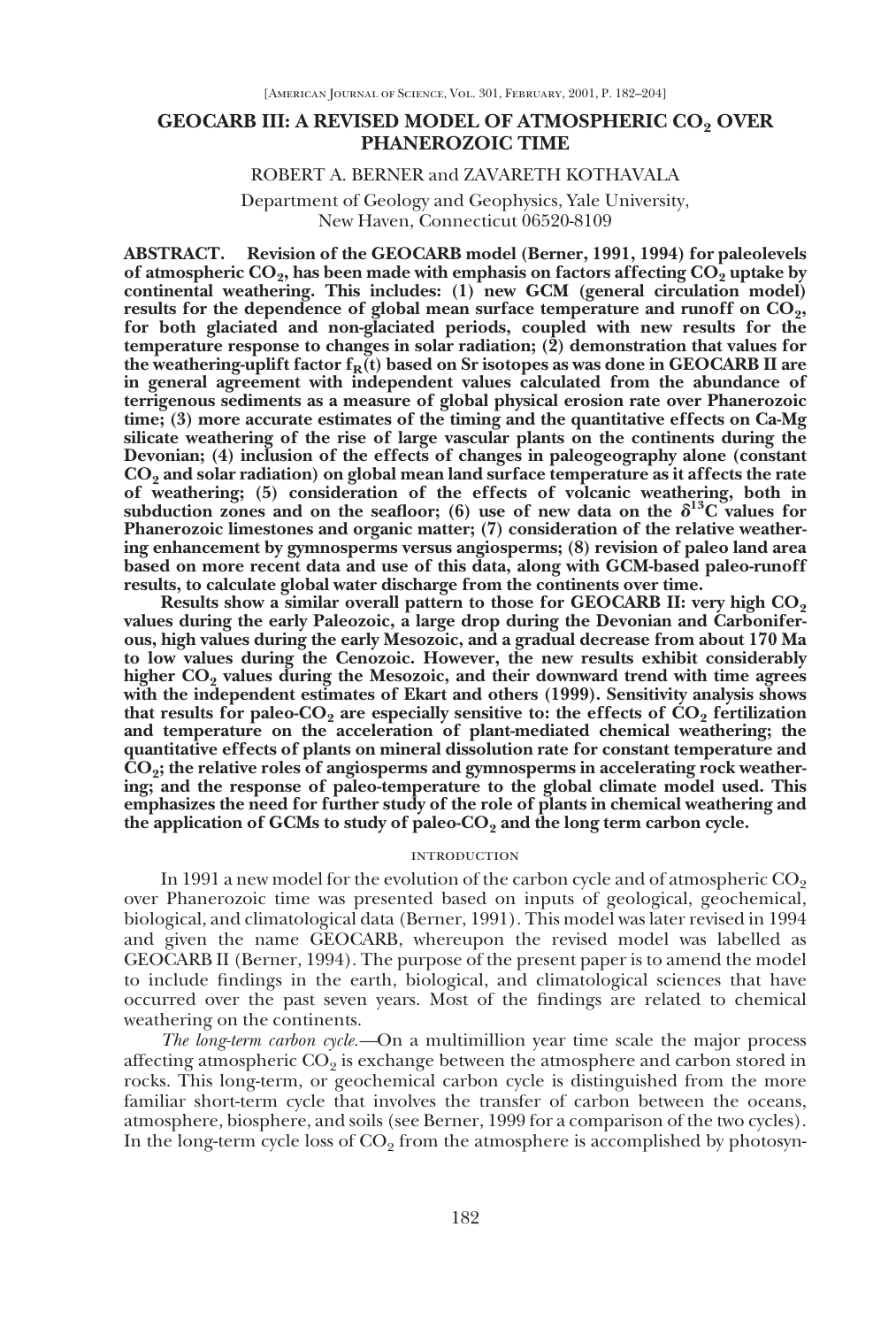# GEOCARB III: A REVISED MODEL OF ATMOSPHERIC $CO_2$ OVER PHANEROZOIC TIME

ROBERT A. BERNER and ZAVARETH KOTHAVALA

Department of Geology and Geophysics, Yale University, New Haven, Connecticut 06520-8109

**ABSTRACT. Revision of the GEOCARB model (Berner, 1991, 1994) for paleolevels of atmospheric $CO_2$, has been made with emphasis on factors affecting $CO_2$ uptake by continental weathering. This includes: (1) new GCM (general circulation model) results for the dependence of global mean surface temperature and runoff on $CO_2$, for both glaciated and non-glaciated periods, coupled with new results for the temperature response to changes in solar radiation; (2) demonstration that values for the weathering-uplift factor $f_R(t)$ based on Sr isotopes as was done in GEOCARB II are in general agreement with independent values calculated from the abundance of terrigenous sediments as a measure of global physical erosion rate over Phanerozoic time; (3) more accurate estimates of the timing and the quantitative effects on Ca-Mg silicate weathering of the rise of large vascular plants on the continents during the Devonian; (4) inclusion of the effects of changes in paleogeography alone (constant $CO_2$ and solar radiation) on global mean land surface temperature as it affects the rate of weathering; (5) consideration of the effects of volcanic weathering, both in subduction zones and on the seafloor; (6) use of new data on the $\delta^{13}C$ values for Phanerozoic limestones and organic matter; (7) consideration of the relative weathering enhancement by gymnosperms versus angiosperms; (8) revision of paleo land area based on more recent data and use of this data, along with GCM-based paleo-runoff results, to calculate global water discharge from the continents over time.**

**Results show a similar overall pattern to those for GEOCARB II: very high $CO_2$ values during the early Paleozoic, a large drop during the Devonian and Carboniferous, high values during the early Mesozoic, and a gradual decrease from about 170 Ma to low values during the Cenozoic. However, the new results exhibit considerably higher $CO_2$ values during the Mesozoic, and their downward trend with time agrees with the independent estimates of Ekart and others (1999). Sensitivity analysis shows that results for paleo-$CO_2$ are especially sensitive to: the effects of $CO_2$ fertilization and temperature on the acceleration of plant-mediated chemical weathering; the quantitative effects of plants on mineral dissolution rate for constant temperature and $CO_2$; the relative roles of angiosperms and gymnosperms in accelerating rock weathering; and the response of paleo-temperature to the global climate model used. This emphasizes the need for further study of the role of plants in chemical weathering and the application of GCMs to study of paleo-$CO_2$ and the long term carbon cycle.**

## INTRODUCTION

In 1991 a new model for the evolution of the carbon cycle and of atmospheric $CO_2$ over Phanerozoic time was presented based on inputs of geological, geochemical, biological, and climatological data (Berner, 1991). This model was later revised in 1994 and given the name GEOCARB, whereupon the revised model was labelled as GEOCARB II (Berner, 1994). The purpose of the present paper is to amend the model to include findings in the earth, biological, and climatological sciences that have occurred over the past seven years. Most of the findings are related to chemical weathering on the continents.

*The long-term carbon cycle.*—On a multimillion year time scale the major process affecting atmospheric $CO_2$ is exchange between the atmosphere and carbon stored in rocks. This long-term, or geochemical carbon cycle is distinguished from the more familiar short-term cycle that involves the transfer of carbon between the oceans, atmosphere, biosphere, and soils (see Berner, 1999 for a comparison of the two cycles). In the long-term cycle loss of $CO_2$ from the atmosphere is accomplished by photosyn-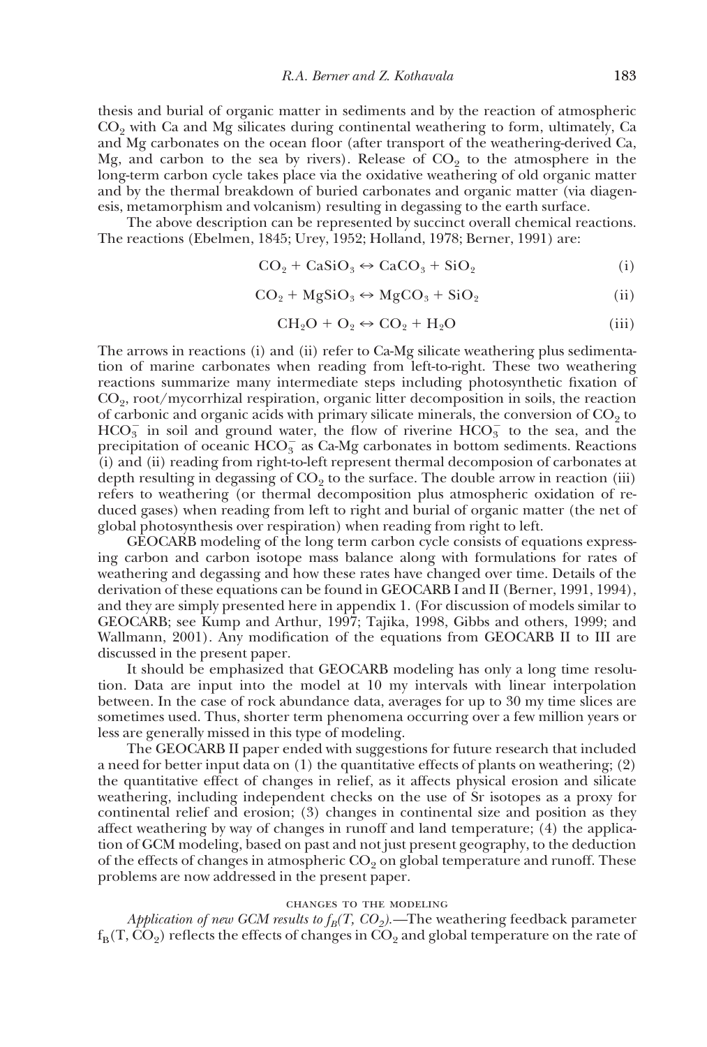thesis and burial of organic matter in sediments and by the reaction of atmospheric $CO_2$ with Ca and Mg silicates during continental weathering to form, ultimately, Ca and Mg carbonates on the ocean floor (after transport of the weathering-derived Ca, Mg, and carbon to the sea by rivers). Release of $CO_2$ to the atmosphere in the long-term carbon cycle takes place via the oxidative weathering of old organic matter and by the thermal breakdown of buried carbonates and organic matter (via diagenesis, metamorphism and volcanism) resulting in degassing to the earth surface.

The above description can be represented by succinct overall chemical reactions. The reactions (Ebelmen, 1845; Urey, 1952; Holland, 1978; Berner, 1991) are:

$$CO_2 + CaSiO_3 \leftrightarrow CaCO_3 + SiO_2 \tag{i}$$

$$CO_2 + MgSiO_3 \leftrightarrow MgCO_3 + SiO_2 \tag{ii}$$

$$CH_2O + O_2 \leftrightarrow CO_2 + H_2O \tag{iii}$$

The arrows in reactions (i) and (ii) refer to Ca-Mg silicate weathering plus sedimentation of marine carbonates when reading from left-to-right. These two weathering reactions summarize many intermediate steps including photosynthetic fixation of $CO_2$, root/mycorrhizal respiration, organic litter decomposition in soils, the reaction of carbonic and organic acids with primary silicate minerals, the conversion of $CO_2$ to $HCO_3^-$ in soil and ground water, the flow of riverine $HCO_3^-$ to the sea, and the precipitation of oceanic $HCO_3^-$ as Ca-Mg carbonates in bottom sediments. Reactions (i) and (ii) reading from right-to-left represent thermal decomposion of carbonates at depth resulting in degassing of $CO_2$ to the surface. The double arrow in reaction (iii) refers to weathering (or thermal decomposition plus atmospheric oxidation of reduced gases) when reading from left to right and burial of organic matter (the net of global photosynthesis over respiration) when reading from right to left.

GEOCARB modeling of the long term carbon cycle consists of equations expressing carbon and carbon isotope mass balance along with formulations for rates of weathering and degassing and how these rates have changed over time. Details of the derivation of these equations can be found in GEOCARB I and II (Berner, 1991, 1994), and they are simply presented here in appendix 1. (For discussion of models similar to GEOCARB; see Kump and Arthur, 1997; Tajika, 1998, Gibbs and others, 1999; and Wallmann, 2001). Any modification of the equations from GEOCARB II to III are discussed in the present paper.

It should be emphasized that GEOCARB modeling has only a long time resolution. Data are input into the model at 10 my intervals with linear interpolation between. In the case of rock abundance data, averages for up to 30 my time slices are sometimes used. Thus, shorter term phenomena occurring over a few million years or less are generally missed in this type of modeling.

The GEOCARB II paper ended with suggestions for future research that included a need for better input data on (1) the quantitative effects of plants on weathering; (2) the quantitative effect of changes in relief, as it affects physical erosion and silicate weathering, including independent checks on the use of Sr isotopes as a proxy for continental relief and erosion; (3) changes in continental size and position as they affect weathering by way of changes in runoff and land temperature; (4) the application of GCM modeling, based on past and not just present geography, to the deduction of the effects of changes in atmospheric $CO_2$ on global temperature and runoff. These problems are now addressed in the present paper.

## CHANGES TO THE MODELING

*Application of new GCM results to $f_B(T, CO_2)$.*—The weathering feedback parameter $f_B(T, CO_2)$ reflects the effects of changes in $CO_2$ and global temperature on the rate of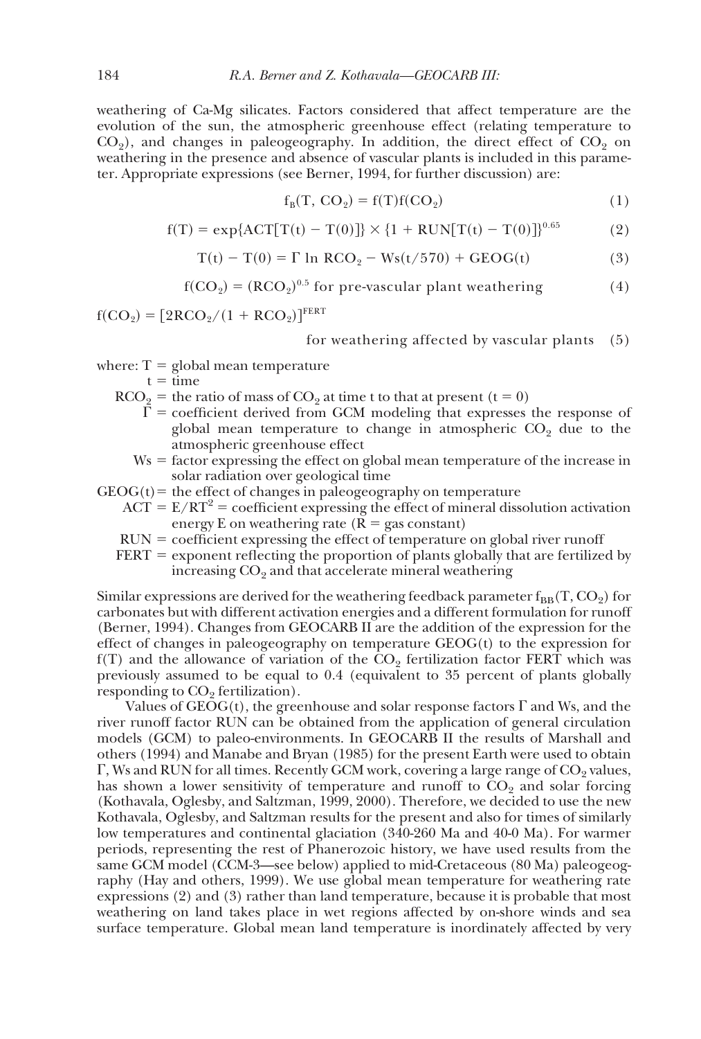weathering of Ca-Mg silicates. Factors considered that affect temperature are the evolution of the sun, the atmospheric greenhouse effect (relating temperature to $CO_2$), and changes in paleogeography. In addition, the direct effect of $CO_2$ on weathering in the presence and absence of vascular plants is included in this parameter. Appropriate expressions (see Berner, 1994, for further discussion) are:

$$f_B(T, CO_2) = f(T)f(CO_2) \tag{1}$$

$$f(T) = \exp\{ACT[T(t) - T(0)]\} \times \{1 + RUN[T(t) - T(0)]\}^{0.65} \tag{2}$$

$$T(t) - T(0) = \Gamma \ln RCO_2 - Ws(t/570) + GEOG(t) \tag{3}$$

$$f(CO_2) = (RCO_2)^{0.5} \text{ for pre-vascular plant weathering} \tag{4}$$

$$f(CO_2) = [2RCO_2/(1 + RCO_2)]^{FERT} \text{ for weathering affected by vascular plants} \tag{5}$$

where: $T$ = global mean temperature
- $t$ = time
- $RCO_2$ = the ratio of mass of $CO_2$ at time t to that at present ($t = 0$)
- $\Gamma$ = coefficient derived from GCM modeling that expresses the response of global mean temperature to change in atmospheric $CO_2$ due to the atmospheric greenhouse effect
- $Ws$ = factor expressing the effect on global mean temperature of the increase in solar radiation over geological time
- $GEOG(t)$ = the effect of changes in paleogeography on temperature
- $ACT = E/RT^2$ = coefficient expressing the effect of mineral dissolution activation energy E on weathering rate (R = gas constant)
- $RUN$ = coefficient expressing the effect of temperature on global river runoff
- $FERT$ = exponent reflecting the proportion of plants globally that are fertilized by increasing $CO_2$ and that accelerate mineral weathering

Similar expressions are derived for the weathering feedback parameter $f_{BB}(T, CO_2)$ for carbonates but with different activation energies and a different formulation for runoff (Berner, 1994). Changes from GEOCARB II are the addition of the expression for the effect of changes in paleogeography on temperature GEOG(t) to the expression for f(T) and the allowance of variation of the $CO_2$ fertilization factor FERT which was previously assumed to be equal to 0.4 (equivalent to 35 percent of plants globally responding to $CO_2$ fertilization).

Values of GEOG(t), the greenhouse and solar response factors $\Gamma$ and Ws, and the river runoff factor RUN can be obtained from the application of general circulation models (GCM) to paleo-environments. In GEOCARB II the results of Marshall and others (1994) and Manabe and Bryan (1985) for the present Earth were used to obtain $\Gamma$, Ws and RUN for all times. Recently GCM work, covering a large range of $CO_2$ values, has shown a lower sensitivity of temperature and runoff to $CO_2$ and solar forcing (Kothavala, Oglesby, and Saltzman, 1999, 2000). Therefore, we decided to use the new Kothavala, Oglesby, and Saltzman results for the present and also for times of similarly low temperatures and continental glaciation (340-260 Ma and 40-0 Ma). For warmer periods, representing the rest of Phanerozoic history, we have used results from the same GCM model (CCM-3—see below) applied to mid-Cretaceous (80 Ma) paleogeography (Hay and others, 1999). We use global mean temperature for weathering rate expressions (2) and (3) rather than land temperature, because it is probable that most weathering on land takes place in wet regions affected by on-shore winds and sea surface temperature. Global mean land temperature is inordinately affected by very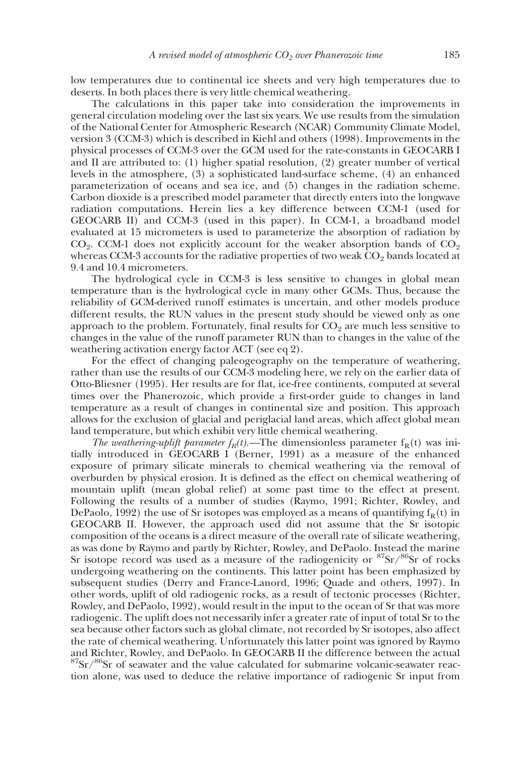low temperatures due to continental ice sheets and very high temperatures due to deserts. In both places there is very little chemical weathering.

The calculations in this paper take into consideration the improvements in general circulation modeling over the last six years. We use results from the simulation of the National Center for Atmospheric Research (NCAR) Community Climate Model, version 3 (CCM-3) which is described in Kiehl and others (1998). Improvements in the physical processes of CCM-3 over the GCM used for the rate-constants in GEOCARB I and II are attributed to: (1) higher spatial resolution, (2) greater number of vertical levels in the atmosphere, (3) a sophisticated land-surface scheme, (4) an enhanced parameterization of oceans and sea ice, and (5) changes in the radiation scheme. Carbon dioxide is a prescribed model parameter that directly enters into the longwave radiation computations. Herein lies a key difference between CCM-1 (used for GEOCARB II) and CCM-3 (used in this paper). In CCM-1, a broadband model evaluated at 15 micrometers is used to parameterize the absorption of radiation by $CO_2$. CCM-1 does not explicitly account for the weaker absorption bands of $CO_2$ whereas CCM-3 accounts for the radiative properties of two weak $CO_2$ bands located at 9.4 and 10.4 micrometers.

The hydrological cycle in CCM-3 is less sensitive to changes in global mean temperature than is the hydrological cycle in many other GCMs. Thus, because the reliability of GCM-derived runoff estimates is uncertain, and other models produce different results, the RUN values in the present study should be viewed only as one approach to the problem. Fortunately, final results for $CO_2$ are much less sensitive to changes in the value of the runoff parameter RUN than to changes in the value of the weathering activation energy factor ACT (see eq 2).

For the effect of changing paleogeography on the temperature of weathering, rather than use the results of our CCM-3 modeling here, we rely on the earlier data of Otto-Bliesner (1995). Her results are for flat, ice-free continents, computed at several times over the Phanerozoic, which provide a first-order guide to changes in land temperature as a result of changes in continental size and position. This approach allows for the exclusion of glacial and periglacial land areas, which affect global mean land temperature, but which exhibit very little chemical weathering.

*The weathering-uplift parameter $f_R(t)$.*—The dimensionless parameter $f_R(t)$ was initially introduced in GEOCARB I (Berner, 1991) as a measure of the enhanced exposure of primary silicate minerals to chemical weathering via the removal of overburden by physical erosion. It is defined as the effect on chemical weathering of mountain uplift (mean global relief) at some past time to the effect at present. Following the results of a number of studies (Raymo, 1991; Richter, Rowley, and DePaolo, 1992) the use of Sr isotopes was employed as a means of quantifying $f_R(t)$ in GEOCARB II. However, the approach used did not assume that the Sr isotopic composition of the oceans is a direct measure of the overall rate of silicate weathering, as was done by Raymo and partly by Richter, Rowley, and DePaolo. Instead the marine Sr isotope record was used as a measure of the radiogenicity or $^{87}Sr/^{86}Sr$ of rocks undergoing weathering on the continents. This latter point has been emphasized by subsequent studies (Derry and France-Lanord, 1996; Quade and others, 1997). In other words, uplift of old radiogenic rocks, as a result of tectonic processes (Richter, Rowley, and DePaolo, 1992), would result in the input to the ocean of Sr that was more radiogenic. The uplift does not necessarily infer a greater rate of input of total Sr to the sea because other factors such as global climate, not recorded by Sr isotopes, also affect the rate of chemical weathering. Unfortunately this latter point was ignored by Raymo and Richter, Rowley, and DePaolo. In GEOCARB II the difference between the actual $^{87}Sr/^{86}Sr$ of seawater and the value calculated for submarine volcanic-seawater reaction alone, was used to deduce the relative importance of radiogenic Sr input from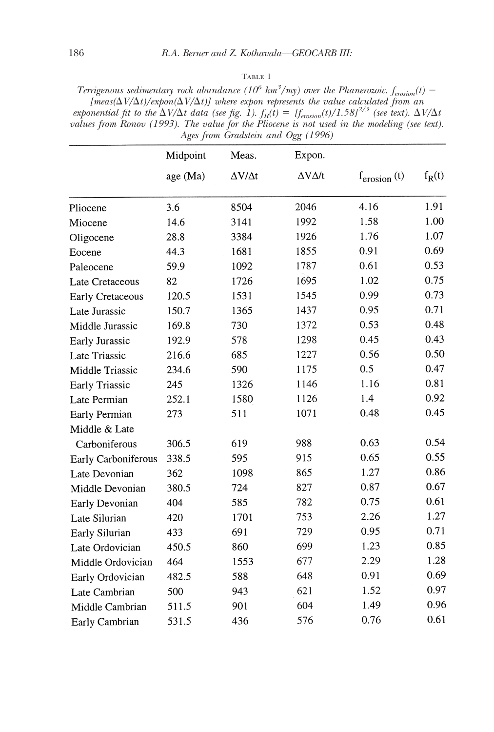TABLE 1

*Terrigenous sedimentary rock abundance ($10^6$ km$^3$/my) over the Phanerozoic. $f_{erosion}(t) = [meas(\Delta V/\Delta t)/expon(\Delta V/\Delta t)]$ where expon represents the value calculated from an exponential fit to the $\Delta V/\Delta t$ data (see fig. 1). $f_R(t) = [f_{erosion}(t)/1.58]^{2/3}$ (see text). $\Delta V/\Delta t$ values from Ronov (1993). The value for the Pliocene is not used in the modeling (see text). Ages from Gradstein and Ogg (1996)*

| | Midpoint age (Ma) | Meas. $\Delta V/\Delta t$ | Expon. $\Delta V \Delta /t$ | $f_{erosion}$ (t) | $f_R$(t) |
|---|---|---|---|---|---|
| Pliocene | 3.6 | 8504 | 2046 | 4.16 | 1.91 |
| Miocene | 14.6 | 3141 | 1992 | 1.58 | 1.00 |
| Oligocene | 28.8 | 3384 | 1926 | 1.76 | 1.07 |
| Eocene | 44.3 | 1681 | 1855 | 0.91 | 0.69 |
| Paleocene | 59.9 | 1092 | 1787 | 0.61 | 0.53 |
| Late Cretaceous | 82 | 1726 | 1695 | 1.02 | 0.75 |
| Early Cretaceous | 120.5 | 1531 | 1545 | 0.99 | 0.73 |
| Late Jurassic | 150.7 | 1365 | 1437 | 0.95 | 0.71 |
| Middle Jurassic | 169.8 | 730 | 1372 | 0.53 | 0.48 |
| Early Jurassic | 192.9 | 578 | 1298 | 0.45 | 0.43 |
| Late Triassic | 216.6 | 685 | 1227 | 0.56 | 0.50 |
| Middle Triassic | 234.6 | 590 | 1175 | 0.5 | 0.47 |
| Early Triassic | 245 | 1326 | 1146 | 1.16 | 0.81 |
| Late Permian | 252.1 | 1580 | 1126 | 1.4 | 0.92 |
| Early Permian | 273 | 511 | 1071 | 0.48 | 0.45 |
| Middle & Late Carboniferous | 306.5 | 619 | 988 | 0.63 | 0.54 |
| Early Carboniferous | 338.5 | 595 | 915 | 0.65 | 0.55 |
| Late Devonian | 362 | 1098 | 865 | 1.27 | 0.86 |
| Middle Devonian | 380.5 | 724 | 827 | 0.87 | 0.67 |
| Early Devonian | 404 | 585 | 782 | 0.75 | 0.61 |
| Late Silurian | 420 | 1701 | 753 | 2.26 | 1.27 |
| Early Silurian | 433 | 691 | 729 | 0.95 | 0.71 |
| Late Ordovician | 450.5 | 860 | 699 | 1.23 | 0.85 |
| Middle Ordovician | 464 | 1553 | 677 | 2.29 | 1.28 |
| Early Ordovician | 482.5 | 588 | 648 | 0.91 | 0.69 |
| Late Cambrian | 500 | 943 | 621 | 1.52 | 0.97 |
| Middle Cambrian | 511.5 | 901 | 604 | 1.49 | 0.96 |
| Early Cambrian | 531.5 | 436 | 576 | 0.76 | 0.61 |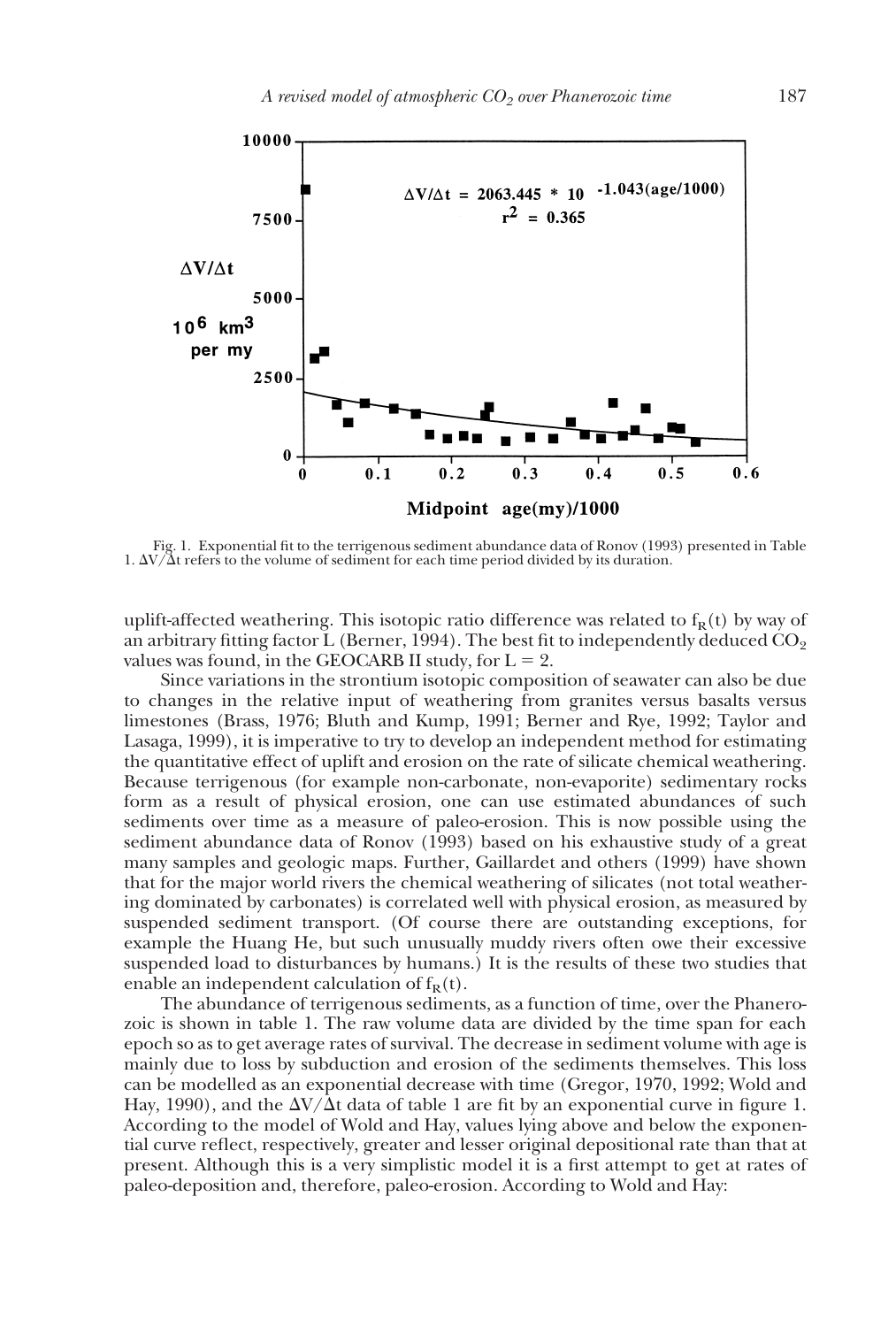Fig. 1. Exponential fit to the terrigenous sediment abundance data of Ronov (1993) presented in Table 1. $\Delta V/\Delta t$ refers to the volume of sediment for each time period divided by its duration.

uplift-affected weathering. This isotopic ratio difference was related to $f_R(t)$ by way of an arbitrary fitting factor L (Berner, 1994). The best fit to independently deduced $CO_2$ values was found, in the GEOCARB II study, for L = 2.

Since variations in the strontium isotopic composition of seawater can also be due to changes in the relative input of weathering from granites versus basalts versus limestones (Brass, 1976; Bluth and Kump, 1991; Berner and Rye, 1992; Taylor and Lasaga, 1999), it is imperative to try to develop an independent method for estimating the quantitative effect of uplift and erosion on the rate of silicate chemical weathering. Because terrigenous (for example non-carbonate, non-evaporite) sedimentary rocks form as a result of physical erosion, one can use estimated abundances of such sediments over time as a measure of paleo-erosion. This is now possible using the sediment abundance data of Ronov (1993) based on his exhaustive study of a great many samples and geologic maps. Further, Gaillardet and others (1999) have shown that for the major world rivers the chemical weathering of silicates (not total weathering dominated by carbonates) is correlated well with physical erosion, as measured by suspended sediment transport. (Of course there are outstanding exceptions, for example the Huang He, but such unusually muddy rivers often owe their excessive suspended load to disturbances by humans.) It is the results of these two studies that enable an independent calculation of $f_R(t)$.

The abundance of terrigenous sediments, as a function of time, over the Phanerozoic is shown in table 1. The raw volume data are divided by the time span for each epoch so as to get average rates of survival. The decrease in sediment volume with age is mainly due to loss by subduction and erosion of the sediments themselves. This loss can be modelled as an exponential decrease with time (Gregor, 1970, 1992; Wold and Hay, 1990), and the $\Delta V/\Delta t$ data of table 1 are fit by an exponential curve in figure 1. According to the model of Wold and Hay, values lying above and below the exponential curve reflect, respectively, greater and lesser original depositional rate than that at present. Although this is a very simplistic model it is a first attempt to get at rates of paleo-deposition and, therefore, paleo-erosion. According to Wold and Hay: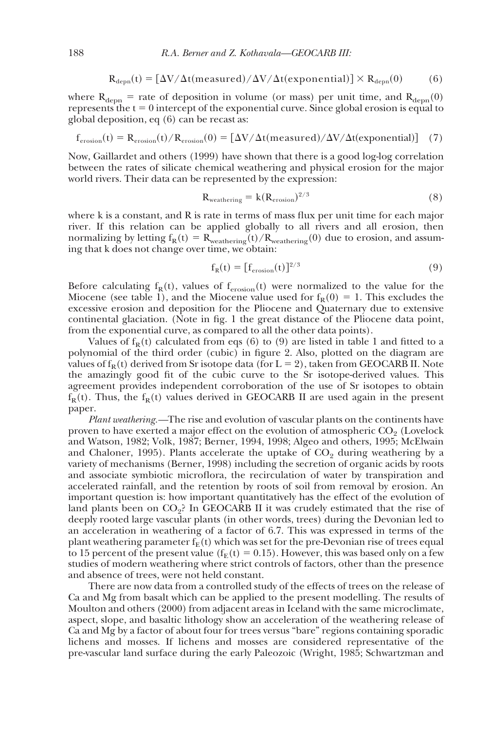$$R_{depn}(t) = [\Delta V/\Delta t(\text{measured})/\Delta V/\Delta t(\text{exponential})] \times R_{depn}(0) \quad (6)$$

where $R_{depn}$ = rate of deposition in volume (or mass) per unit time, and $R_{depn}(0)$ represents the t = 0 intercept of the exponential curve. Since global erosion is equal to global deposition, eq (6) can be recast as:

$$f_{erosion}(t) = R_{erosion}(t)/R_{erosion}(0) = [\Delta V/\Delta t(\text{measured})/\Delta V/\Delta t(\text{exponential})] \quad (7)$$

Now, Gaillardet and others (1999) have shown that there is a good log-log correlation between the rates of silicate chemical weathering and physical erosion for the major world rivers. Their data can be represented by the expression:

$$R_{weathering} = k(R_{erosion})^{2/3} \quad (8)$$

where k is a constant, and R is rate in terms of mass flux per unit time for each major river. If this relation can be applied globally to all rivers and all erosion, then normalizing by letting $f_R(t) = R_{weathering}(t)/R_{weathering}(0)$ due to erosion, and assuming that k does not change over time, we obtain:

$$f_R(t) = [f_{erosion}(t)]^{2/3} \quad (9)$$

Before calculating $f_R(t)$, values of $f_{erosion}(t)$ were normalized to the value for the Miocene (see table 1), and the Miocene value used for $f_R(0) = 1$. This excludes the excessive erosion and deposition for the Pliocene and Quaternary due to extensive continental glaciation. (Note in fig. 1 the great distance of the Pliocene data point, from the exponential curve, as compared to all the other data points).

Values of $f_R(t)$ calculated from eqs (6) to (9) are listed in table 1 and fitted to a polynomial of the third order (cubic) in figure 2. Also, plotted on the diagram are values of $f_R(t)$ derived from Sr isotope data (for L = 2), taken from GEOCARB II. Note the amazingly good fit of the cubic curve to the Sr isotope-derived values. This agreement provides independent corroboration of the use of Sr isotopes to obtain $f_R(t)$. Thus, the $f_R(t)$ values derived in GEOCARB II are used again in the present paper.

*Plant weathering.*—The rise and evolution of vascular plants on the continents have proven to have exerted a major effect on the evolution of atmospheric $CO_2$ (Lovelock and Watson, 1982; Volk, 1987; Berner, 1994, 1998; Algeo and others, 1995; McElwain and Chaloner, 1995). Plants accelerate the uptake of $CO_2$ during weathering by a variety of mechanisms (Berner, 1998) including the secretion of organic acids by roots and associate symbiotic microflora, the recirculation of water by transpiration and accelerated rainfall, and the retention by roots of soil from removal by erosion. An important question is: how important quantitatively has the effect of the evolution of land plants been on $CO_2$? In GEOCARB II it was crudely estimated that the rise of deeply rooted large vascular plants (in other words, trees) during the Devonian led to an acceleration in weathering of a factor of 6.7. This was expressed in terms of the plant weathering parameter $f_E(t)$ which was set for the pre-Devonian rise of trees equal to 15 percent of the present value ($f_E(t) = 0.15$). However, this was based only on a few studies of modern weathering where strict controls of factors, other than the presence and absence of trees, were not held constant.

There are now data from a controlled study of the effects of trees on the release of Ca and Mg from basalt which can be applied to the present modelling. The results of Moulton and others (2000) from adjacent areas in Iceland with the same microclimate, aspect, slope, and basaltic lithology show an acceleration of the weathering release of Ca and Mg by a factor of about four for trees versus "bare" regions containing sporadic lichens and mosses. If lichens and mosses are considered representative of the pre-vascular land surface during the early Paleozoic (Wright, 1985; Schwartzman and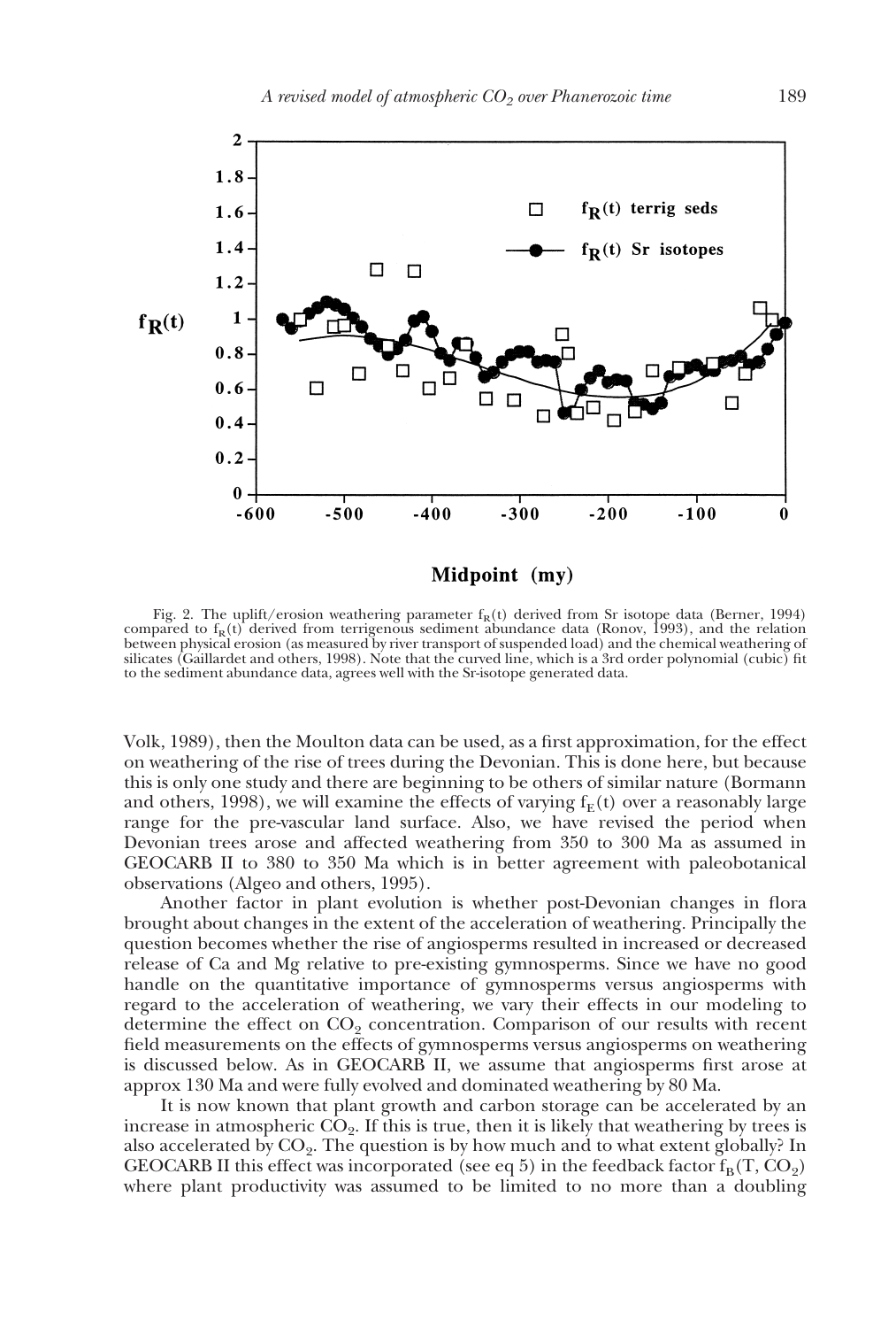Fig. 2. The uplift/erosion weathering parameter $f_R(t)$ derived from Sr isotope data (Berner, 1994) compared to $f_R(t)$ derived from terrigenous sediment abundance data (Ronov, 1993), and the relation between physical erosion (as measured by river transport of suspended load) and the chemical weathering of silicates (Gaillardet and others, 1998). Note that the curved line, which is a 3rd order polynomial (cubic) fit to the sediment abundance data, agrees well with the Sr-isotope generated data.

Volk, 1989), then the Moulton data can be used, as a first approximation, for the effect on weathering of the rise of trees during the Devonian. This is done here, but because this is only one study and there are beginning to be others of similar nature (Bormann and others, 1998), we will examine the effects of varying $f_E(t)$ over a reasonably large range for the pre-vascular land surface. Also, we have revised the period when Devonian trees arose and affected weathering from 350 to 300 Ma as assumed in GEOCARB II to 380 to 350 Ma which is in better agreement with paleobotanical observations (Algeo and others, 1995).

Another factor in plant evolution is whether post-Devonian changes in flora brought about changes in the extent of the acceleration of weathering. Principally the question becomes whether the rise of angiosperms resulted in increased or decreased release of Ca and Mg relative to pre-existing gymnosperms. Since we have no good handle on the quantitative importance of gymnosperms versus angiosperms with regard to the acceleration of weathering, we vary their effects in our modeling to determine the effect on $CO_2$ concentration. Comparison of our results with recent field measurements on the effects of gymnosperms versus angiosperms on weathering is discussed below. As in GEOCARB II, we assume that angiosperms first arose at approx 130 Ma and were fully evolved and dominated weathering by 80 Ma.

It is now known that plant growth and carbon storage can be accelerated by an increase in atmospheric $CO_2$. If this is true, then it is likely that weathering by trees is also accelerated by $CO_2$. The question is by how much and to what extent globally? In GEOCARB II this effect was incorporated (see eq 5) in the feedback factor $f_B(T, CO_2)$ where plant productivity was assumed to be limited to no more than a doubling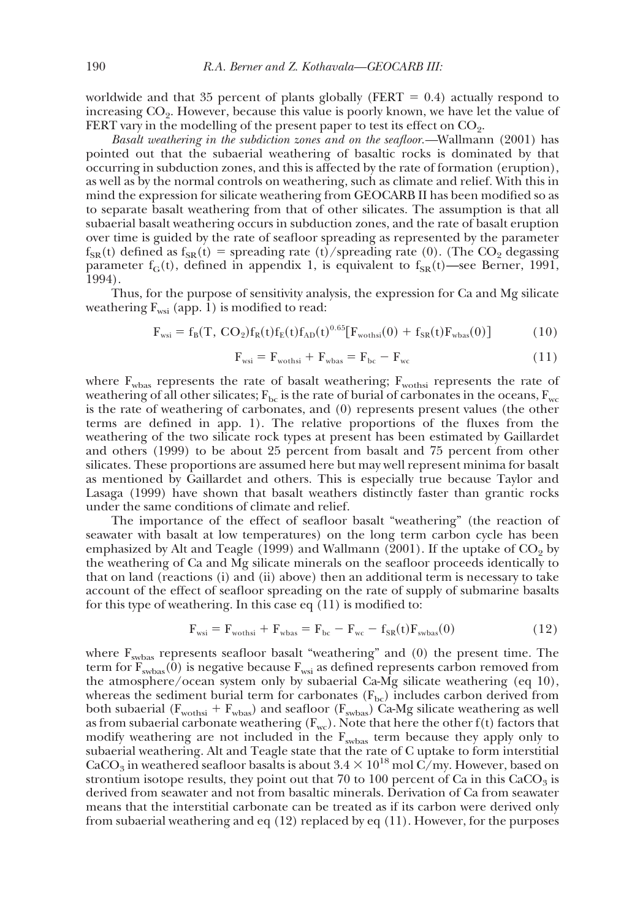worldwide and that 35 percent of plants globally (FERT = 0.4) actually respond to increasing $CO_2$. However, because this value is poorly known, we have let the value of FERT vary in the modelling of the present paper to test its effect on $CO_2$.

*Basalt weathering in the subdiction zones and on the seafloor.*—Wallmann (2001) has pointed out that the subaerial weathering of basaltic rocks is dominated by that occurring in subduction zones, and this is affected by the rate of formation (eruption), as well as by the normal controls on weathering, such as climate and relief. With this in mind the expression for silicate weathering from GEOCARB II has been modified so as to separate basalt weathering from that of other silicates. The assumption is that all subaerial basalt weathering occurs in subduction zones, and the rate of basalt eruption over time is guided by the rate of seafloor spreading as represented by the parameter $f_{SR}(t)$ defined as $f_{SR}(t)$ = spreading rate (t)/spreading rate (0). (The $CO_2$ degassing parameter $f_G(t)$, defined in appendix 1, is equivalent to $f_{SR}(t)$—see Berner, 1991, 1994).

Thus, for the purpose of sensitivity analysis, the expression for Ca and Mg silicate weathering $F_{wsi}$ (app. 1) is modified to read:

$$F_{wsi} = f_B(T, CO_2)f_R(t)f_E(t)f_{AD}(t)^{0.65}[F_{wothsi}(0) + f_{SR}(t)F_{wbas}(0)] \tag{10}$$

$$F_{wsi} = F_{wothsi} + F_{wbas} = F_{bc} - F_{wc} \tag{11}$$

where $F_{wbas}$ represents the rate of basalt weathering; $F_{wothsi}$ represents the rate of weathering of all other silicates; $F_{bc}$ is the rate of burial of carbonates in the oceans, $F_{wc}$ is the rate of weathering of carbonates, and (0) represents present values (the other terms are defined in app. 1). The relative proportions of the fluxes from the weathering of the two silicate rock types at present has been estimated by Gaillardet and others (1999) to be about 25 percent from basalt and 75 percent from other silicates. These proportions are assumed here but may well represent minima for basalt as mentioned by Gaillardet and others. This is especially true because Taylor and Lasaga (1999) have shown that basalt weathers distinctly faster than grantic rocks under the same conditions of climate and relief.

The importance of the effect of seafloor basalt "weathering" (the reaction of seawater with basalt at low temperatures) on the long term carbon cycle has been emphasized by Alt and Teagle (1999) and Wallmann (2001). If the uptake of $CO_2$ by the weathering of Ca and Mg silicate minerals on the seafloor proceeds identically to that on land (reactions (i) and (ii) above) then an additional term is necessary to take account of the effect of seafloor spreading on the rate of supply of submarine basalts for this type of weathering. In this case eq (11) is modified to:

$$F_{wsi} = F_{wothsi} + F_{wbas} = F_{bc} - F_{wc} - f_{SR}(t)F_{swbas}(0) \tag{12}$$

where $F_{swbas}$ represents seafloor basalt "weathering" and (0) the present time. The term for $F_{swbas}(0)$ is negative because $F_{wsi}$ as defined represents carbon removed from the atmosphere/ocean system only by subaerial Ca-Mg silicate weathering (eq 10), whereas the sediment burial term for carbonates ($F_{bc}$) includes carbon derived from both subaerial ($F_{wothsi} + F_{wbas}$) and seafloor ($F_{swbas}$) Ca-Mg silicate weathering as well as from subaerial carbonate weathering ($F_{wc}$). Note that here the other f(t) factors that modify weathering are not included in the $F_{swbas}$ term because they apply only to subaerial weathering. Alt and Teagle state that the rate of C uptake to form interstitial $CaCO_3$ in weathered seafloor basalts is about $3.4 \times 10^{18}$ mol C/my. However, based on strontium isotope results, they point out that 70 to 100 percent of Ca in this $CaCO_3$ is derived from seawater and not from basaltic minerals. Derivation of Ca from seawater means that the interstitial carbonate can be treated as if its carbon were derived only from subaerial weathering and eq (12) replaced by eq (11). However, for the purposes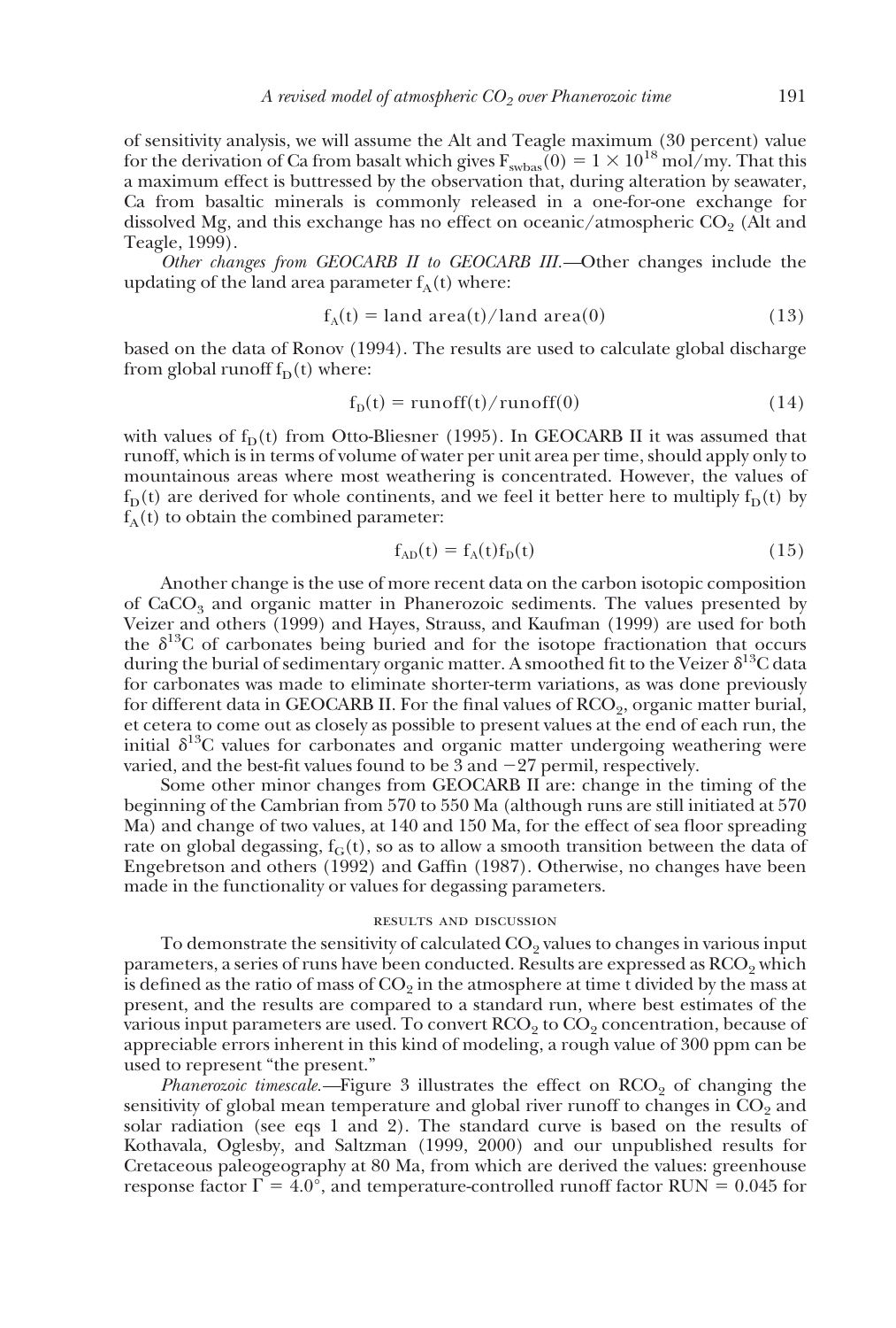of sensitivity analysis, we will assume the Alt and Teagle maximum (30 percent) value for the derivation of Ca from basalt which gives $F_{swbas}(0) = 1 \times 10^{18}$ mol/my. That this a maximum effect is buttressed by the observation that, during alteration by seawater, Ca from basaltic minerals is commonly released in a one-for-one exchange for dissolved Mg, and this exchange has no effect on oceanic/atmospheric $CO_2$ (Alt and Teagle, 1999).

*Other changes from GEOCARB II to GEOCARB III.*—Other changes include the updating of the land area parameter $f_A(t)$ where:

$$f_A(t) = \text{land area}(t)/\text{land area}(0) \tag{13}$$

based on the data of Ronov (1994). The results are used to calculate global discharge from global runoff $f_D(t)$ where:

$$f_D(t) = \text{runoff}(t)/\text{runoff}(0) \tag{14}$$

with values of $f_D(t)$ from Otto-Bliesner (1995). In GEOCARB II it was assumed that runoff, which is in terms of volume of water per unit area per time, should apply only to mountainous areas where most weathering is concentrated. However, the values of $f_D(t)$ are derived for whole continents, and we feel it better here to multiply $f_D(t)$ by $f_A(t)$ to obtain the combined parameter:

$$f_{AD}(t) = f_A(t)f_D(t) \tag{15}$$

Another change is the use of more recent data on the carbon isotopic composition of $CaCO_3$ and organic matter in Phanerozoic sediments. The values presented by Veizer and others (1999) and Hayes, Strauss, and Kaufman (1999) are used for both the $\delta^{13}C$ of carbonates being buried and for the isotope fractionation that occurs during the burial of sedimentary organic matter. A smoothed fit to the Veizer $\delta^{13}C$ data for carbonates was made to eliminate shorter-term variations, as was done previously for different data in GEOCARB II. For the final values of $RCO_2$, organic matter burial, et cetera to come out as closely as possible to present values at the end of each run, the initial $\delta^{13}C$ values for carbonates and organic matter undergoing weathering were varied, and the best-fit values found to be 3 and −27 permil, respectively.

Some other minor changes from GEOCARB II are: change in the timing of the beginning of the Cambrian from 570 to 550 Ma (although runs are still initiated at 570 Ma) and change of two values, at 140 and 150 Ma, for the effect of sea floor spreading rate on global degassing, $f_G(t)$, so as to allow a smooth transition between the data of Engebretson and others (1992) and Gaffin (1987). Otherwise, no changes have been made in the functionality or values for degassing parameters.

## RESULTS AND DISCUSSION

To demonstrate the sensitivity of calculated $CO_2$ values to changes in various input parameters, a series of runs have been conducted. Results are expressed as $RCO_2$ which is defined as the ratio of mass of $CO_2$ in the atmosphere at time t divided by the mass at present, and the results are compared to a standard run, where best estimates of the various input parameters are used. To convert $RCO_2$ to $CO_2$ concentration, because of appreciable errors inherent in this kind of modeling, a rough value of 300 ppm can be used to represent "the present."

*Phanerozoic timescale.*—Figure 3 illustrates the effect on $RCO_2$ of changing the sensitivity of global mean temperature and global river runoff to changes in $CO_2$ and solar radiation (see eqs 1 and 2). The standard curve is based on the results of Kothavala, Oglesby, and Saltzman (1999, 2000) and our unpublished results for Cretaceous paleogeography at 80 Ma, from which are derived the values: greenhouse response factor $\Gamma = 4.0°$, and temperature-controlled runoff factor RUN = 0.045 for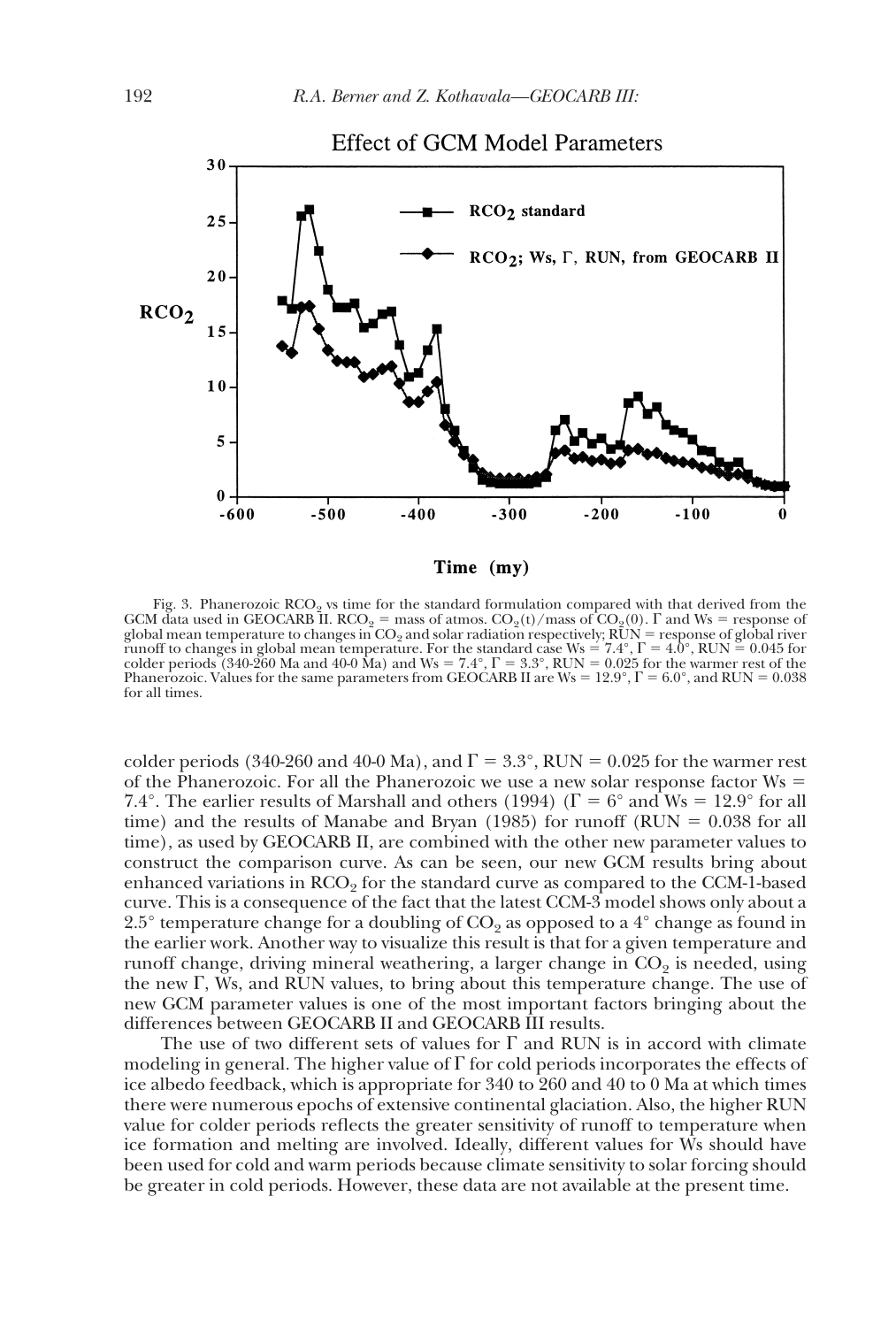Fig. 3. Phanerozoic $RCO_2$ vs time for the standard formulation compared with that derived from the GCM data used in GEOCARB II. $RCO_2$ = mass of atmos. $CO_2(t)$/mass of $CO_2(0)$. Γ and Ws = response of global mean temperature to changes in $CO_2$ and solar radiation respectively; RUN = response of global river runoff to changes in global mean temperature. For the standard case Ws = 7.4°, Γ = 4.0°, RUN = 0.045 for colder periods (340-260 Ma and 40-0 Ma) and Ws = 7.4°, Γ = 3.3°, RUN = 0.025 for the warmer rest of the Phanerozoic. Values for the same parameters from GEOCARB II are Ws = 12.9°, Γ = 6.0°, and RUN = 0.038 for all times.

colder periods (340-260 and 40-0 Ma), and Γ = 3.3°, RUN = 0.025 for the warmer rest of the Phanerozoic. For all the Phanerozoic we use a new solar response factor Ws = 7.4°. The earlier results of Marshall and others (1994) (Γ = 6° and Ws = 12.9° for all time) and the results of Manabe and Bryan (1985) for runoff (RUN = 0.038 for all time), as used by GEOCARB II, are combined with the other new parameter values to construct the comparison curve. As can be seen, our new GCM results bring about enhanced variations in $RCO_2$ for the standard curve as compared to the CCM-1-based curve. This is a consequence of the fact that the latest CCM-3 model shows only about a 2.5° temperature change for a doubling of $CO_2$ as opposed to a 4° change as found in the earlier work. Another way to visualize this result is that for a given temperature and runoff change, driving mineral weathering, a larger change in $CO_2$ is needed, using the new Γ, Ws, and RUN values, to bring about this temperature change. The use of new GCM parameter values is one of the most important factors bringing about the differences between GEOCARB II and GEOCARB III results.

The use of two different sets of values for Γ and RUN is in accord with climate modeling in general. The higher value of Γ for cold periods incorporates the effects of ice albedo feedback, which is appropriate for 340 to 260 and 40 to 0 Ma at which times there were numerous epochs of extensive continental glaciation. Also, the higher RUN value for colder periods reflects the greater sensitivity of runoff to temperature when ice formation and melting are involved. Ideally, different values for Ws should have been used for cold and warm periods because climate sensitivity to solar forcing should be greater in cold periods. However, these data are not available at the present time.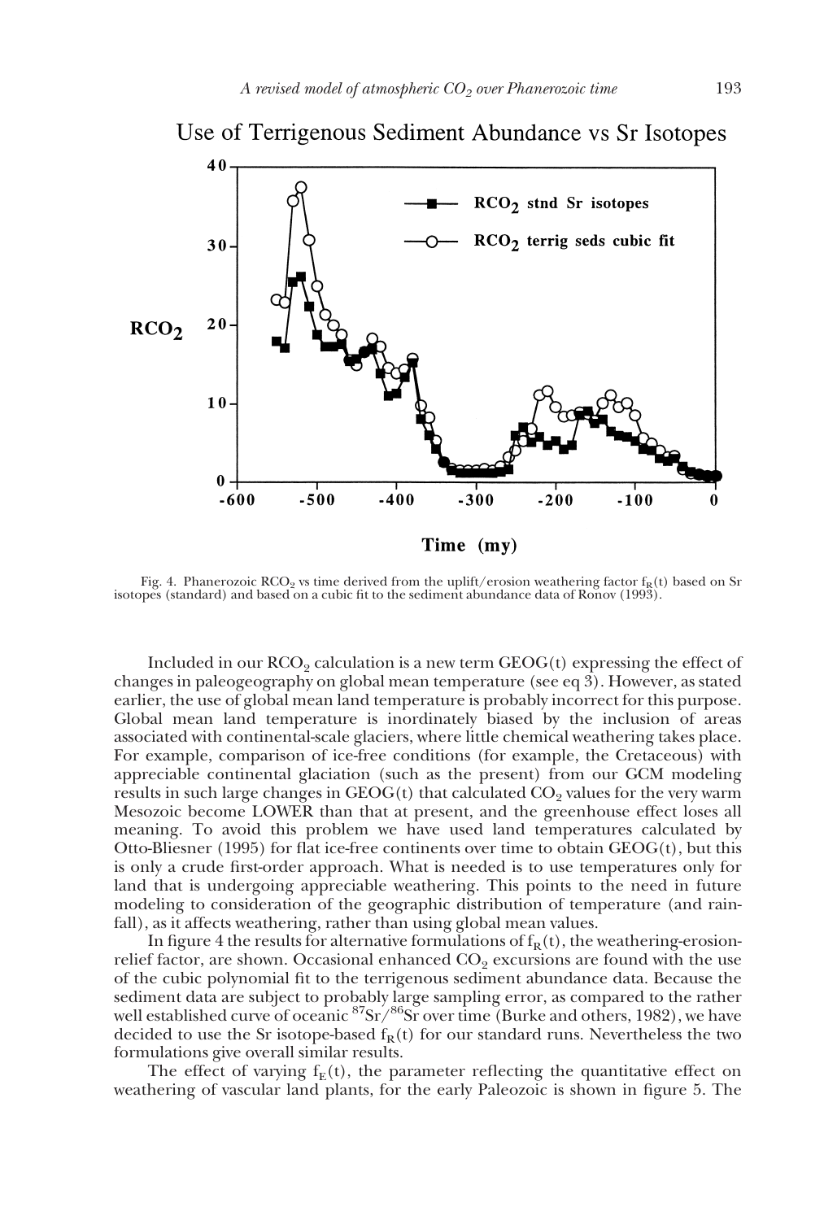Fig. 4. Phanerozoic $RCO_2$ vs time derived from the uplift/erosion weathering factor $f_R(t)$ based on Sr isotopes (standard) and based on a cubic fit to the sediment abundance data of Ronov (1993).

Included in our $RCO_2$ calculation is a new term GEOG(t) expressing the effect of changes in paleogeography on global mean temperature (see eq 3). However, as stated earlier, the use of global mean land temperature is probably incorrect for this purpose. Global mean land temperature is inordinately biased by the inclusion of areas associated with continental-scale glaciers, where little chemical weathering takes place. For example, comparison of ice-free conditions (for example, the Cretaceous) with appreciable continental glaciation (such as the present) from our GCM modeling results in such large changes in GEOG(t) that calculated $CO_2$ values for the very warm Mesozoic become LOWER than that at present, and the greenhouse effect loses all meaning. To avoid this problem we have used land temperatures calculated by Otto-Bliesner (1995) for flat ice-free continents over time to obtain GEOG(t), but this is only a crude first-order approach. What is needed is to use temperatures only for land that is undergoing appreciable weathering. This points to the need in future modeling to consideration of the geographic distribution of temperature (and rainfall), as it affects weathering, rather than using global mean values.

In figure 4 the results for alternative formulations of $f_R(t)$, the weathering-erosion-relief factor, are shown. Occasional enhanced $CO_2$ excursions are found with the use of the cubic polynomial fit to the terrigenous sediment abundance data. Because the sediment data are subject to probably large sampling error, as compared to the rather well established curve of oceanic $^{87}Sr/^{86}Sr$ over time (Burke and others, 1982), we have decided to use the Sr isotope-based $f_R(t)$ for our standard runs. Nevertheless the two formulations give overall similar results.

The effect of varying $f_E(t)$, the parameter reflecting the quantitative effect on weathering of vascular land plants, for the early Paleozoic is shown in figure 5. The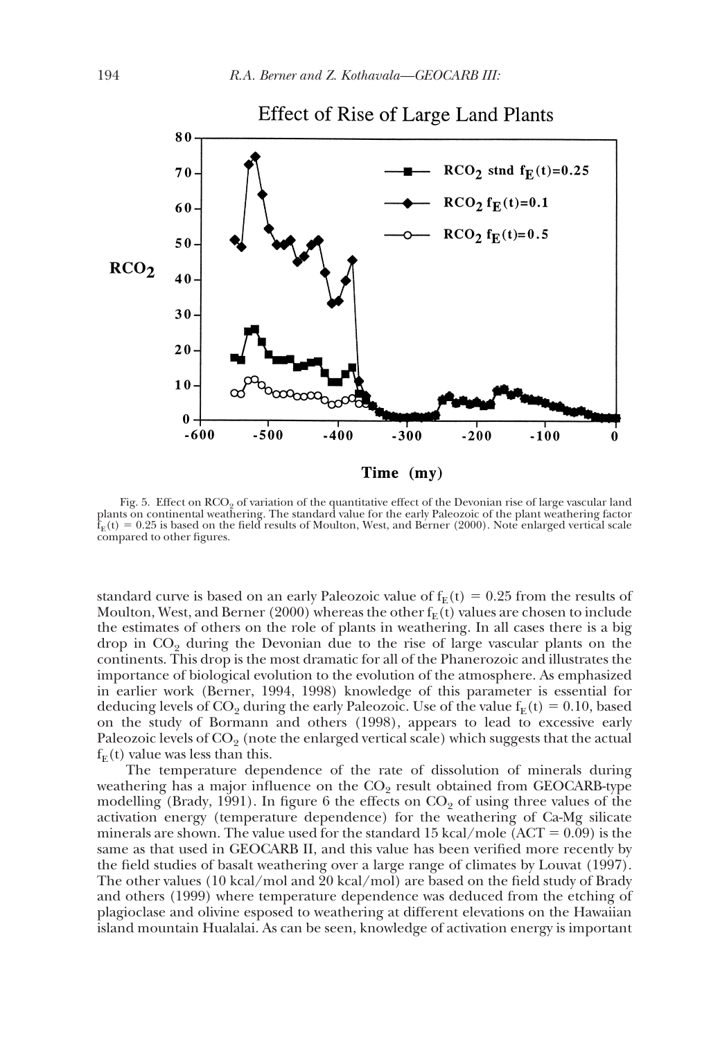Fig. 5. Effect on $RCO_2$ of variation of the quantitative effect of the Devonian rise of large vascular land plants on continental weathering. The standard value for the early Paleozoic of the plant weathering factor $f_E(t) = 0.25$ is based on the field results of Moulton, West, and Berner (2000). Note enlarged vertical scale compared to other figures.

standard curve is based on an early Paleozoic value of $f_E(t) = 0.25$ from the results of Moulton, West, and Berner (2000) whereas the other $f_E(t)$ values are chosen to include the estimates of others on the role of plants in weathering. In all cases there is a big drop in $CO_2$ during the Devonian due to the rise of large vascular plants on the continents. This drop is the most dramatic for all of the Phanerozoic and illustrates the importance of biological evolution to the evolution of the atmosphere. As emphasized in earlier work (Berner, 1994, 1998) knowledge of this parameter is essential for deducing levels of $CO_2$ during the early Paleozoic. Use of the value $f_E(t) = 0.10$, based on the study of Bormann and others (1998), appears to lead to excessive early Paleozoic levels of $CO_2$ (note the enlarged vertical scale) which suggests that the actual $f_E(t)$ value was less than this.

The temperature dependence of the rate of dissolution of minerals during weathering has a major influence on the $CO_2$ result obtained from GEOCARB-type modelling (Brady, 1991). In figure 6 the effects on $CO_2$ of using three values of the activation energy (temperature dependence) for the weathering of Ca-Mg silicate minerals are shown. The value used for the standard 15 kcal/mole (ACT = 0.09) is the same as that used in GEOCARB II, and this value has been verified more recently by the field studies of basalt weathering over a large range of climates by Louvat (1997). The other values (10 kcal/mol and 20 kcal/mol) are based on the field study of Brady and others (1999) where temperature dependence was deduced from the etching of plagioclase and olivine esposed to weathering at different elevations on the Hawaiian island mountain Hualalai. As can be seen, knowledge of activation energy is important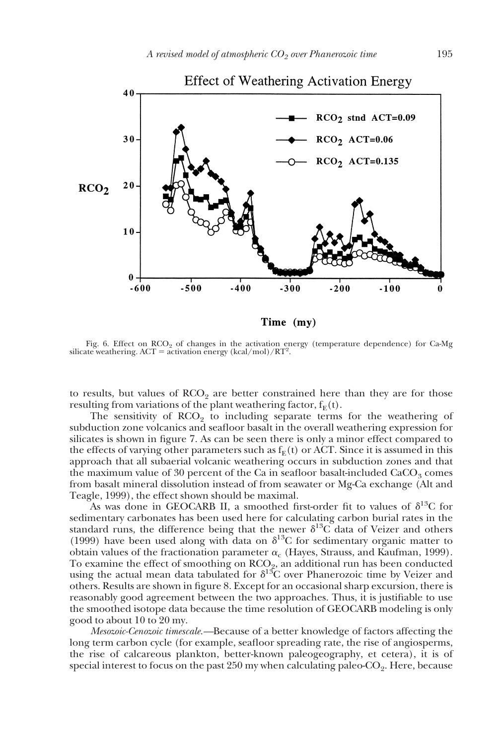Fig. 6. Effect on $RCO_2$ of changes in the activation energy (temperature dependence) for Ca-Mg silicate weathering. ACT = activation energy (kcal/mol)/$RT^2$.

to results, but values of $RCO_2$ are better constrained here than they are for those resulting from variations of the plant weathering factor, $f_E(t)$.

The sensitivity of $RCO_2$ to including separate terms for the weathering of subduction zone volcanics and seafloor basalt in the overall weathering expression for silicates is shown in figure 7. As can be seen there is only a minor effect compared to the effects of varying other parameters such as $f_E(t)$ or ACT. Since it is assumed in this approach that all subaerial volcanic weathering occurs in subduction zones and that the maximum value of 30 percent of the Ca in seafloor basalt-included $CaCO_3$ comes from basalt mineral dissolution instead of from seawater or Mg-Ca exchange (Alt and Teagle, 1999), the effect shown should be maximal.

As was done in GEOCARB II, a smoothed first-order fit to values of $\delta^{13}C$ for sedimentary carbonates has been used here for calculating carbon burial rates in the standard runs, the difference being that the newer $\delta^{13}C$ data of Veizer and others (1999) have been used along with data on $\delta^{13}C$ for sedimentary organic matter to obtain values of the fractionation parameter $\alpha_c$ (Hayes, Strauss, and Kaufman, 1999). To examine the effect of smoothing on $RCO_2$, an additional run has been conducted using the actual mean data tabulated for $\delta^{13}C$ over Phanerozoic time by Veizer and others. Results are shown in figure 8. Except for an occasional sharp excursion, there is reasonably good agreement between the two approaches. Thus, it is justifiable to use the smoothed isotope data because the time resolution of GEOCARB modeling is only good to about 10 to 20 my.

*Mesozoic-Cenozoic timescale.*—Because of a better knowledge of factors affecting the long term carbon cycle (for example, seafloor spreading rate, the rise of angiosperms, the rise of calcareous plankton, better-known paleogeography, et cetera), it is of special interest to focus on the past 250 my when calculating paleo-$CO_2$. Here, because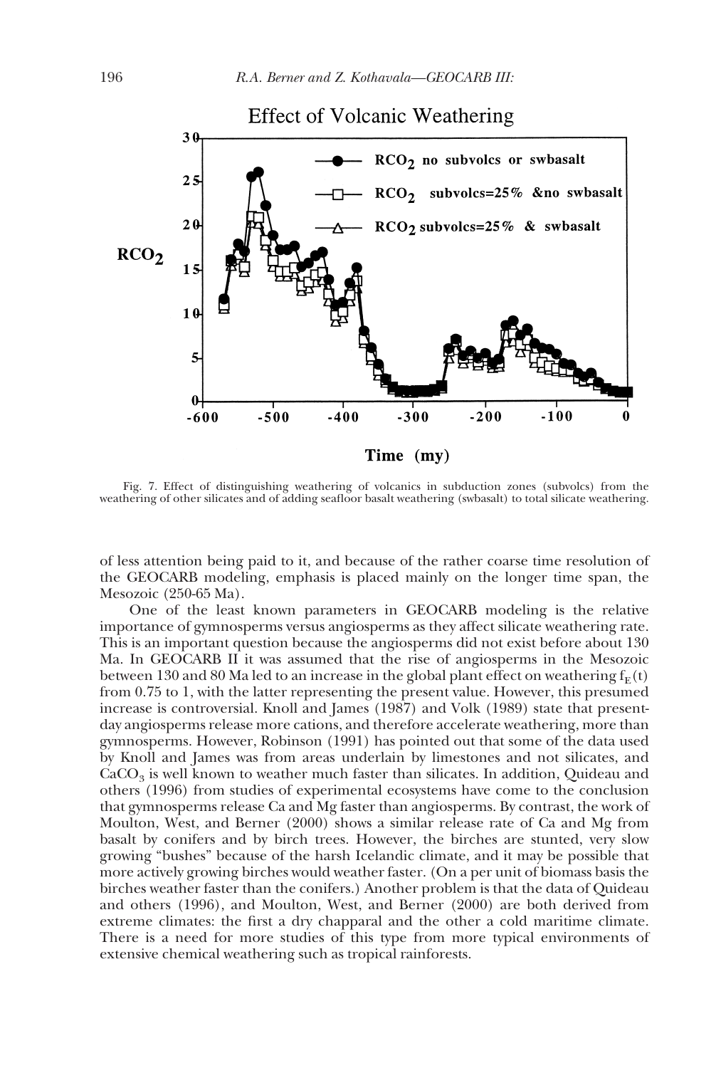Fig. 7. Effect of distinguishing weathering of volcanics in subduction zones (subvolcs) from the weathering of other silicates and of adding seafloor basalt weathering (swbasalt) to total silicate weathering.

of less attention being paid to it, and because of the rather coarse time resolution of the GEOCARB modeling, emphasis is placed mainly on the longer time span, the Mesozoic (250-65 Ma).

One of the least known parameters in GEOCARB modeling is the relative importance of gymnosperms versus angiosperms as they affect silicate weathering rate. This is an important question because the angiosperms did not exist before about 130 Ma. In GEOCARB II it was assumed that the rise of angiosperms in the Mesozoic between 130 and 80 Ma led to an increase in the global plant effect on weathering $f_E(t)$ from 0.75 to 1, with the latter representing the present value. However, this presumed increase is controversial. Knoll and James (1987) and Volk (1989) state that present-day angiosperms release more cations, and therefore accelerate weathering, more than gymnosperms. However, Robinson (1991) has pointed out that some of the data used by Knoll and James was from areas underlain by limestones and not silicates, and $CaCO_3$ is well known to weather much faster than silicates. In addition, Quideau and others (1996) from studies of experimental ecosystems have come to the conclusion that gymnosperms release Ca and Mg faster than angiosperms. By contrast, the work of Moulton, West, and Berner (2000) shows a similar release rate of Ca and Mg from basalt by conifers and by birch trees. However, the birches are stunted, very slow growing "bushes" because of the harsh Icelandic climate, and it may be possible that more actively growing birches would weather faster. (On a per unit of biomass basis the birches weather faster than the conifers.) Another problem is that the data of Quideau and others (1996), and Moulton, West, and Berner (2000) are both derived from extreme climates: the first a dry chapparal and the other a cold maritime climate. There is a need for more studies of this type from more typical environments of extensive chemical weathering such as tropical rainforests.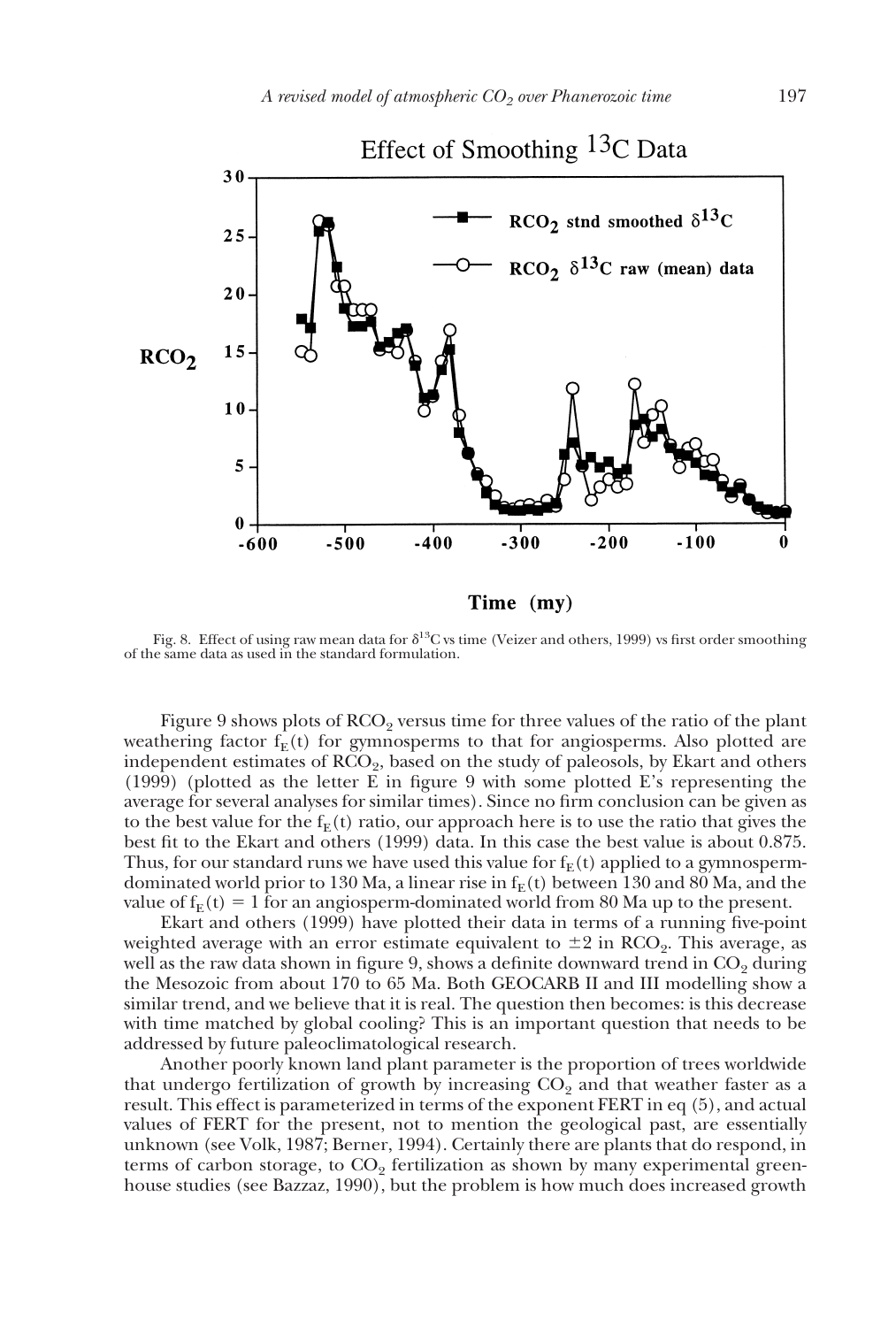Fig. 8. Effect of using raw mean data for $\delta^{13}C$ vs time (Veizer and others, 1999) vs first order smoothing of the same data as used in the standard formulation.

Figure 9 shows plots of $RCO_2$ versus time for three values of the ratio of the plant weathering factor $f_E(t)$ for gymnosperms to that for angiosperms. Also plotted are independent estimates of $RCO_2$, based on the study of paleosols, by Ekart and others (1999) (plotted as the letter E in figure 9 with some plotted E's representing the average for several analyses for similar times). Since no firm conclusion can be given as to the best value for the $f_E(t)$ ratio, our approach here is to use the ratio that gives the best fit to the Ekart and others (1999) data. In this case the best value is about 0.875. Thus, for our standard runs we have used this value for $f_E(t)$ applied to a gymnosperm-dominated world prior to 130 Ma, a linear rise in $f_E(t)$ between 130 and 80 Ma, and the value of $f_E(t) = 1$ for an angiosperm-dominated world from 80 Ma up to the present.

Ekart and others (1999) have plotted their data in terms of a running five-point weighted average with an error estimate equivalent to $\pm 2$ in $RCO_2$. This average, as well as the raw data shown in figure 9, shows a definite downward trend in $CO_2$ during the Mesozoic from about 170 to 65 Ma. Both GEOCARB II and III modelling show a similar trend, and we believe that it is real. The question then becomes: is this decrease with time matched by global cooling? This is an important question that needs to be addressed by future paleoclimatological research.

Another poorly known land plant parameter is the proportion of trees worldwide that undergo fertilization of growth by increasing $CO_2$ and that weather faster as a result. This effect is parameterized in terms of the exponent FERT in eq (5), and actual values of FERT for the present, not to mention the geological past, are essentially unknown (see Volk, 1987; Berner, 1994). Certainly there are plants that do respond, in terms of carbon storage, to $CO_2$ fertilization as shown by many experimental greenhouse studies (see Bazzaz, 1990), but the problem is how much does increased growth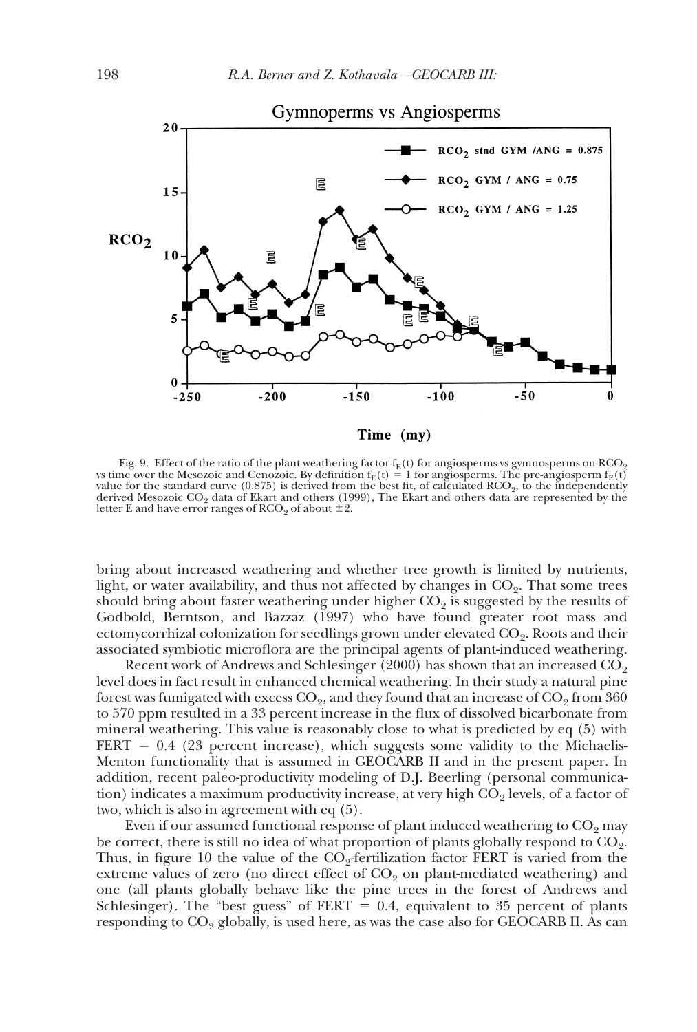Fig. 9. Effect of the ratio of the plant weathering factor $f_E(t)$ for angiosperms vs gymnosperms on $RCO_2$ vs time over the Mesozoic and Cenozoic. By definition $f_E(t) = 1$ for angiosperms. The pre-angiosperm $f_E(t)$ value for the standard curve (0.875) is derived from the best fit, of calculated $RCO_2$, to the independently derived Mesozoic $CO_2$ data of Ekart and others (1999), The Ekart and others data are represented by the letter E and have error ranges of $RCO_2$ of about $\pm 2$.

bring about increased weathering and whether tree growth is limited by nutrients, light, or water availability, and thus not affected by changes in $CO_2$. That some trees should bring about faster weathering under higher $CO_2$ is suggested by the results of Godbold, Berntson, and Bazzaz (1997) who have found greater root mass and ectomycorrhizal colonization for seedlings grown under elevated $CO_2$. Roots and their associated symbiotic microflora are the principal agents of plant-induced weathering.

Recent work of Andrews and Schlesinger (2000) has shown that an increased $CO_2$ level does in fact result in enhanced chemical weathering. In their study a natural pine forest was fumigated with excess $CO_2$, and they found that an increase of $CO_2$ from 360 to 570 ppm resulted in a 33 percent increase in the flux of dissolved bicarbonate from mineral weathering. This value is reasonably close to what is predicted by eq (5) with FERT = 0.4 (23 percent increase), which suggests some validity to the Michaelis-Menton functionality that is assumed in GEOCARB II and in the present paper. In addition, recent paleo-productivity modeling of D.J. Beerling (personal communication) indicates a maximum productivity increase, at very high $CO_2$ levels, of a factor of two, which is also in agreement with eq (5).

Even if our assumed functional response of plant induced weathering to $CO_2$ may be correct, there is still no idea of what proportion of plants globally respond to $CO_2$. Thus, in figure 10 the value of the $CO_2$-fertilization factor FERT is varied from the extreme values of zero (no direct effect of $CO_2$ on plant-mediated weathering) and one (all plants globally behave like the pine trees in the forest of Andrews and Schlesinger). The "best guess" of FERT = 0.4, equivalent to 35 percent of plants responding to $CO_2$ globally, is used here, as was the case also for GEOCARB II. As can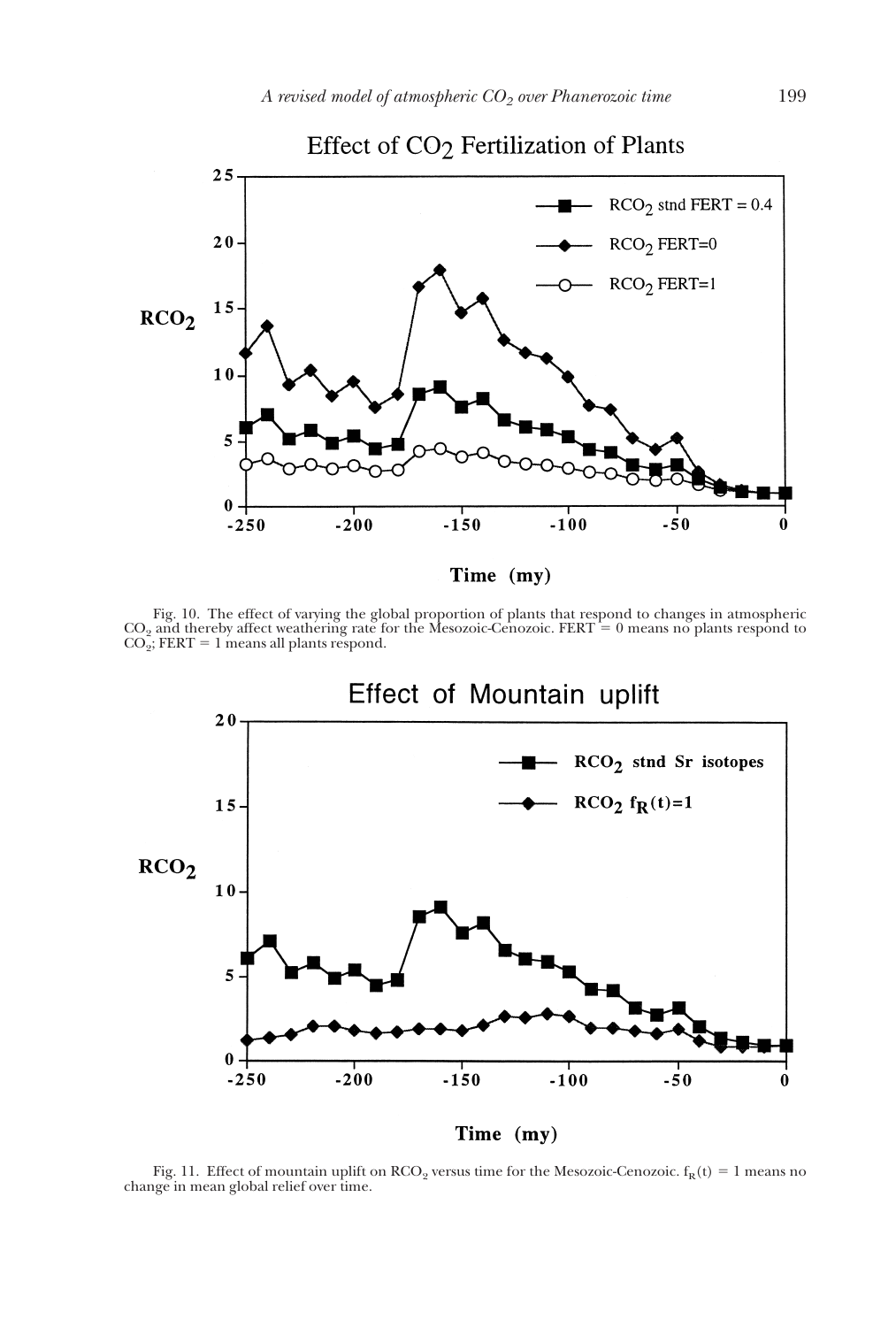Fig. 10. The effect of varying the global proportion of plants that respond to changes in atmospheric $CO_2$ and thereby affect weathering rate for the Mesozoic-Cenozoic. FERT = 0 means no plants respond to $CO_2$; FERT = 1 means all plants respond.

Fig. 11. Effect of mountain uplift on $RCO_2$ versus time for the Mesozoic-Cenozoic. $f_R(t) = 1$ means no change in mean global relief over time.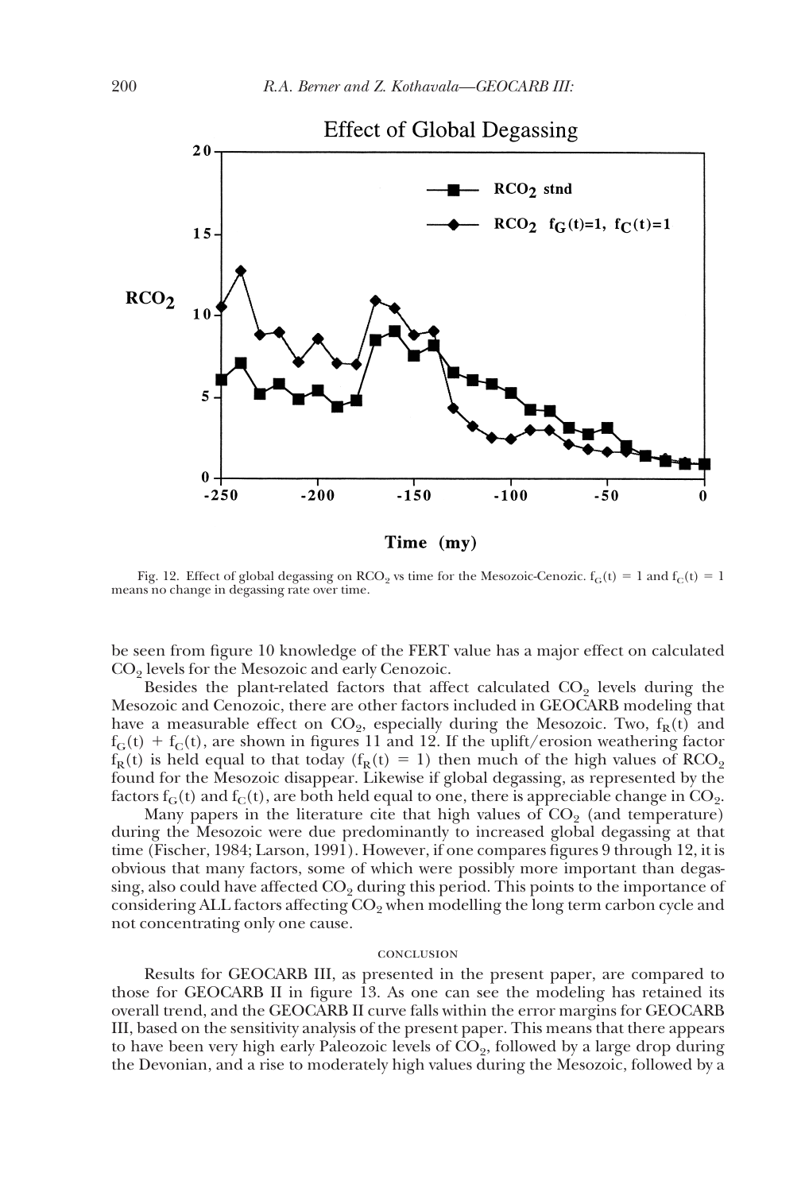Fig. 12. Effect of global degassing on $RCO_2$ vs time for the Mesozoic-Cenozic. $f_G(t) = 1$ and $f_C(t) = 1$ means no change in degassing rate over time.

be seen from figure 10 knowledge of the FERT value has a major effect on calculated $CO_2$ levels for the Mesozoic and early Cenozoic.

Besides the plant-related factors that affect calculated $CO_2$ levels during the Mesozoic and Cenozoic, there are other factors included in GEOCARB modeling that have a measurable effect on $CO_2$, especially during the Mesozoic. Two, $f_R(t)$ and $f_G(t) + f_C(t)$, are shown in figures 11 and 12. If the uplift/erosion weathering factor $f_R(t)$ is held equal to that today ($f_R(t) = 1$) then much of the high values of $RCO_2$ found for the Mesozoic disappear. Likewise if global degassing, as represented by the factors $f_G(t)$ and $f_C(t)$, are both held equal to one, there is appreciable change in $CO_2$.

Many papers in the literature cite that high values of $CO_2$ (and temperature) during the Mesozoic were due predominantly to increased global degassing at that time (Fischer, 1984; Larson, 1991). However, if one compares figures 9 through 12, it is obvious that many factors, some of which were possibly more important than degassing, also could have affected $CO_2$ during this period. This points to the importance of considering ALL factors affecting $CO_2$ when modelling the long term carbon cycle and not concentrating only one cause.

## CONCLUSION

Results for GEOCARB III, as presented in the present paper, are compared to those for GEOCARB II in figure 13. As one can see the modeling has retained its overall trend, and the GEOCARB II curve falls within the error margins for GEOCARB III, based on the sensitivity analysis of the present paper. This means that there appears to have been very high early Paleozoic levels of $CO_2$, followed by a large drop during the Devonian, and a rise to moderately high values during the Mesozoic, followed by a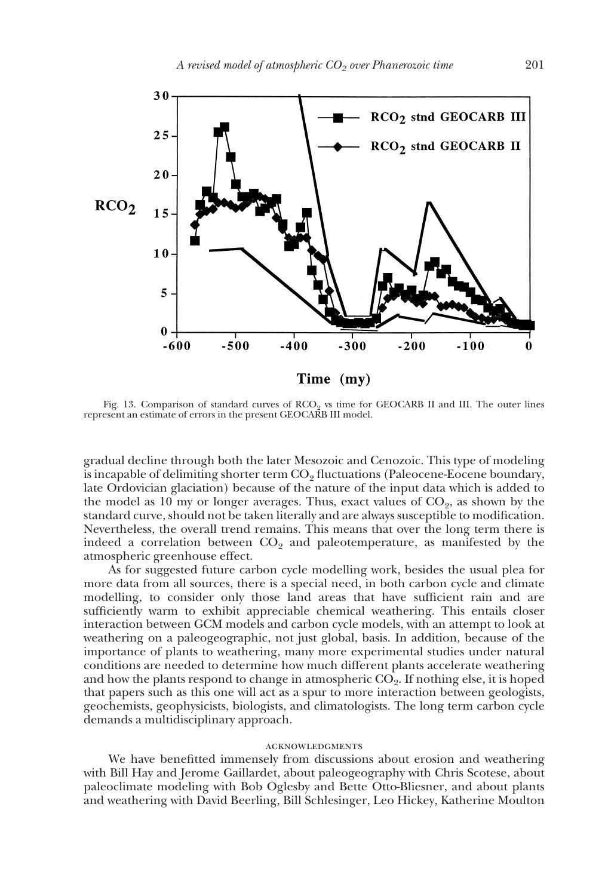Fig. 13. Comparison of standard curves of $RCO_2$ vs time for GEOCARB II and III. The outer lines represent an estimate of errors in the present GEOCARB III model.

gradual decline through both the later Mesozoic and Cenozoic. This type of modeling is incapable of delimiting shorter term $CO_2$ fluctuations (Paleocene-Eocene boundary, late Ordovician glaciation) because of the nature of the input data which is added to the model as 10 my or longer averages. Thus, exact values of $CO_2$, as shown by the standard curve, should not be taken literally and are always susceptible to modification. Nevertheless, the overall trend remains. This means that over the long term there is indeed a correlation between $CO_2$ and paleotemperature, as manifested by the atmospheric greenhouse effect.

As for suggested future carbon cycle modelling work, besides the usual plea for more data from all sources, there is a special need, in both carbon cycle and climate modelling, to consider only those land areas that have sufficient rain and are sufficiently warm to exhibit appreciable chemical weathering. This entails closer interaction between GCM models and carbon cycle models, with an attempt to look at weathering on a paleogeographic, not just global, basis. In addition, because of the importance of plants to weathering, many more experimental studies under natural conditions are needed to determine how much different plants accelerate weathering and how the plants respond to change in atmospheric $CO_2$. If nothing else, it is hoped that papers such as this one will act as a spur to more interaction between geologists, geochemists, geophysicists, biologists, and climatologists. The long term carbon cycle demands a multidisciplinary approach.

## ACKNOWLEDGMENTS

We have benefitted immensely from discussions about erosion and weathering with Bill Hay and Jerome Gaillardet, about paleogeography with Chris Scotese, about paleoclimate modeling with Bob Oglesby and Bette Otto-Bliesner, and about plants and weathering with David Beerling, Bill Schlesinger, Leo Hickey, Katherine Moulton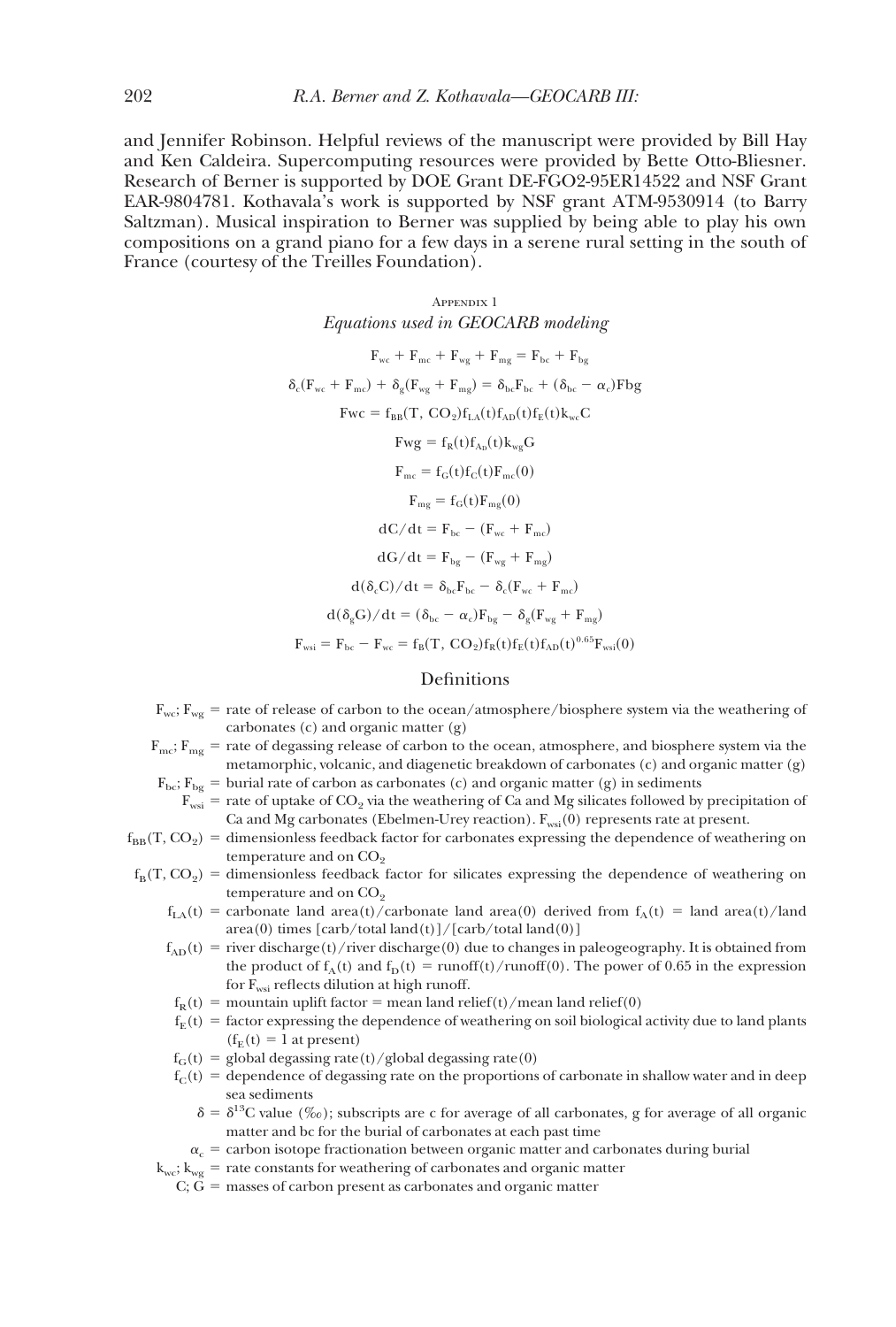and Jennifer Robinson. Helpful reviews of the manuscript were provided by Bill Hay and Ken Caldeira. Supercomputing resources were provided by Bette Otto-Bliesner. Research of Berner is supported by DOE Grant DE-FGO2-95ER14522 and NSF Grant EAR-9804781. Kothavala's work is supported by NSF grant ATM-9530914 (to Barry Saltzman). Musical inspiration to Berner was supplied by being able to play his own compositions on a grand piano for a few days in a serene rural setting in the south of France (courtesy of the Treilles Foundation).

## Appendix 1

### *Equations used in GEOCARB modeling*

$$F_{wc} + F_{mc} + F_{wg} + F_{mg} = F_{bc} + F_{bg}$$

$$\delta_c(F_{wc} + F_{mc}) + \delta_g(F_{wg} + F_{mg}) = \delta_{bc}F_{bc} + (\delta_{bc} - \alpha_c)Fbg$$

$$Fwc = f_{BB}(T, CO_2)f_{LA}(t)f_{AD}(t)f_E(t)k_{wc}C$$

$$Fwg = f_R(t)f_{AD}(t)k_{wg}G$$

$$F_{mc} = f_G(t)f_C(t)F_{mc}(0)$$

$$F_{mg} = f_G(t)F_{mg}(0)$$

$$dC/dt = F_{bc} - (F_{wc} + F_{mc})$$

$$dG/dt = F_{bg} - (F_{wg} + F_{mg})$$

$$d(\delta_c C)/dt = \delta_{bc}F_{bc} - \delta_c(F_{wc} + F_{mc})$$

$$d(\delta_g G)/dt = (\delta_{bc} - \alpha_c)F_{bg} - \delta_g(F_{wg} + F_{mg})$$

$$F_{wsi} = F_{bc} - F_{wc} = f_B(T, CO_2)f_R(t)f_E(t)f_{AD}(t)^{0.65}F_{wsi}(0)$$

### Definitions

- $F_{wc}$; $F_{wg}$ = rate of release of carbon to the ocean/atmosphere/biosphere system via the weathering of carbonates (c) and organic matter (g)
- $F_{mc}$; $F_{mg}$ = rate of degassing release of carbon to the ocean, atmosphere, and biosphere system via the metamorphic, volcanic, and diagenetic breakdown of carbonates (c) and organic matter (g)
- $F_{bc}$; $F_{bg}$ = burial rate of carbon as carbonates (c) and organic matter (g) in sediments
- $F_{wsi}$ = rate of uptake of $CO_2$ via the weathering of Ca and Mg silicates followed by precipitation of Ca and Mg carbonates (Ebelmen-Urey reaction). $F_{wsi}(0)$ represents rate at present.
- $f_{BB}(T, CO_2)$ = dimensionless feedback factor for carbonates expressing the dependence of weathering on temperature and on $CO_2$
- $f_B(T, CO_2)$ = dimensionless feedback factor for silicates expressing the dependence of weathering on temperature and on $CO_2$
- $f_{LA}(t)$ = carbonate land area(t)/carbonate land area(0) derived from $f_A(t)$ = land area(t)/land area(0) times [carb/total land(t)]/[carb/total land(0)]
- $f_{AD}(t)$ = river discharge(t)/river discharge(0) due to changes in paleogeography. It is obtained from the product of $f_A(t)$ and $f_D(t)$ = runoff(t)/runoff(0). The power of 0.65 in the expression for $F_{wsi}$ reflects dilution at high runoff.
- $f_R(t)$ = mountain uplift factor = mean land relief(t)/mean land relief(0)
- $f_E(t)$ = factor expressing the dependence of weathering on soil biological activity due to land plants ($f_E(t) = 1$ at present)
- $f_G(t)$ = global degassing rate(t)/global degassing rate(0)
- $f_C(t)$ = dependence of degassing rate on the proportions of carbonate in shallow water and in deep sea sediments
- $\delta$ = $\delta^{13}C$ value (‰); subscripts are c for average of all carbonates, g for average of all organic matter and bc for the burial of carbonates at each past time
- $\alpha_c$ = carbon isotope fractionation between organic matter and carbonates during burial
- $k_{wc}$; $k_{wg}$ = rate constants for weathering of carbonates and organic matter
- C; G = masses of carbon present as carbonates and organic matter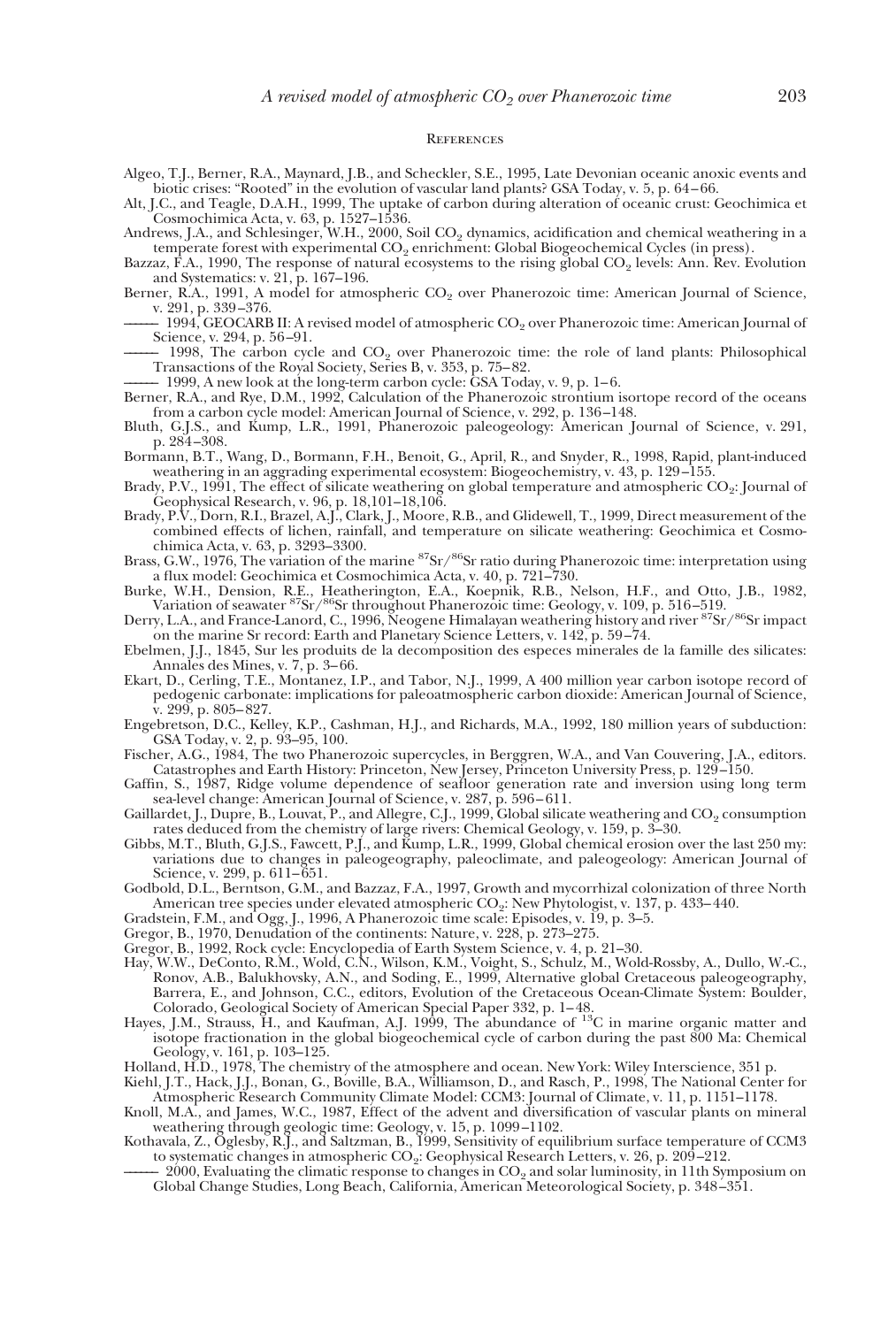## References

Algeo, T.J., Berner, R.A., Maynard, J.B., and Scheckler, S.E., 1995, Late Devonian oceanic anoxic events and biotic crises: "Rooted" in the evolution of vascular land plants? GSA Today, v. 5, p. 64–66.

Alt, J.C., and Teagle, D.A.H., 1999, The uptake of carbon during alteration of oceanic crust: Geochimica et Cosmochimica Acta, v. 63, p. 1527–1536.

Andrews, J.A., and Schlesinger, W.H., 2000, Soil $CO_2$ dynamics, acidification and chemical weathering in a temperate forest with experimental $CO_2$ enrichment: Global Biogeochemical Cycles (in press).

Bazzaz, F.A., 1990, The response of natural ecosystems to the rising global $CO_2$ levels: Ann. Rev. Evolution and Systematics: v. 21, p. 167–196.

Berner, R.A., 1991, A model for atmospheric $CO_2$ over Phanerozoic time: American Journal of Science, v. 291, p. 339–376.

——— 1994, GEOCARB II: A revised model of atmospheric $CO_2$ over Phanerozoic time: American Journal of Science, v. 294, p. 56–91.

——— 1998, The carbon cycle and $CO_2$ over Phanerozoic time: the role of land plants: Philosophical Transactions of the Royal Society, Series B, v. 353, p. 75–82.

——— 1999, A new look at the long-term carbon cycle: GSA Today, v. 9, p. 1–6.

Berner, R.A., and Rye, D.M., 1992, Calculation of the Phanerozoic strontium isortope record of the oceans from a carbon cycle model: American Journal of Science, v. 292, p. 136–148.

Bluth, G.J.S., and Kump, L.R., 1991, Phanerozoic paleogeology: American Journal of Science, v. 291, p. 284–308.

Bormann, B.T., Wang, D., Bormann, F.H., Benoit, G., April, R., and Snyder, R., 1998, Rapid, plant-induced weathering in an aggrading experimental ecosystem: Biogeochemistry, v. 43, p. 129–155.

Brady, P.V., 1991, The effect of silicate weathering on global temperature and atmospheric $CO_2$: Journal of Geophysical Research, v. 96, p. 18,101–18,106.

Brady, P.V., Dorn, R.I., Brazel, A.J., Clark, J., Moore, R.B., and Glidewell, T., 1999, Direct measurement of the combined effects of lichen, rainfall, and temperature on silicate weathering: Geochimica et Cosmochimica Acta, v. 63, p. 3293–3300.

Brass, G.W., 1976, The variation of the marine $^{87}Sr/^{86}Sr$ ratio during Phanerozoic time: interpretation using a flux model: Geochimica et Cosmochimica Acta, v. 40, p. 721–730.

Burke, W.H., Dension, R.E., Heatherington, E.A., Koepnik, R.B., Nelson, H.F., and Otto, J.B., 1982, Variation of seawater $^{87}Sr/^{86}Sr$ throughout Phanerozoic time: Geology, v. 109, p. 516–519.

Derry, L.A., and France-Lanord, C., 1996, Neogene Himalayan weathering history and river $^{87}Sr/^{86}Sr$ impact on the marine Sr record: Earth and Planetary Science Letters, v. 142, p. 59–74.

Ebelmen, J.J., 1845, Sur les produits de la decomposition des especes minerales de la famille des silicates: Annales des Mines, v. 7, p. 3–66.

Ekart, D., Cerling, T.E., Montanez, I.P., and Tabor, N.J., 1999, A 400 million year carbon isotope record of pedogenic carbonate: implications for paleoatmospheric carbon dioxide: American Journal of Science, v. 299, p. 805–827.

Engebretson, D.C., Kelley, K.P., Cashman, H.J., and Richards, M.A., 1992, 180 million years of subduction: GSA Today, v. 2, p. 93–95, 100.

Fischer, A.G., 1984, The two Phanerozoic supercycles, in Berggren, W.A., and Van Couvering, J.A., editors. Catastrophes and Earth History: Princeton, New Jersey, Princeton University Press, p. 129–150.

Gaffin, S., 1987, Ridge volume dependence of seafloor generation rate and inversion using long term sea-level change: American Journal of Science, v. 287, p. 596–611.

Gaillardet, J., Dupre, B., Louvat, P., and Allegre, C.J., 1999, Global silicate weathering and $CO_2$ consumption rates deduced from the chemistry of large rivers: Chemical Geology, v. 159, p. 3–30.

Gibbs, M.T., Bluth, G.J.S., Fawcett, P.J., and Kump, L.R., 1999, Global chemical erosion over the last 250 my: variations due to changes in paleogeography, paleoclimate, and paleogeology: American Journal of Science, v. 299, p. 611–651.

Godbold, D.L., Berntson, G.M., and Bazzaz, F.A., 1997, Growth and mycorrhizal colonization of three North American tree species under elevated atmospheric $CO_2$: New Phytologist, v. 137, p. 433–440.

Gradstein, F.M., and Ogg, J., 1996, A Phanerozoic time scale: Episodes, v. 19, p. 3–5.

Gregor, B., 1970, Denudation of the continents: Nature, v. 228, p. 273–275.

Gregor, B., 1992, Rock cycle: Encyclopedia of Earth System Science, v. 4, p. 21–30.

Hay, W.W., DeConto, R.M., Wold, C.N., Wilson, K.M., Voight, S., Schulz, M., Wold-Rossby, A., Dullo, W.-C., Ronov, A.B., Balukhovsky, A.N., and Soding, E., 1999, Alternative global Cretaceous paleogeography, Barrera, E., and Johnson, C.C., editors, Evolution of the Cretaceous Ocean-Climate System: Boulder, Colorado, Geological Society of American Special Paper 332, p. 1–48.

Hayes, J.M., Strauss, H., and Kaufman, A.J. 1999, The abundance of $^{13}C$ in marine organic matter and isotope fractionation in the global biogeochemical cycle of carbon during the past 800 Ma: Chemical Geology, v. 161, p. 103–125.

Holland, H.D., 1978, The chemistry of the atmosphere and ocean. New York: Wiley Interscience, 351 p.

Kiehl, J.T., Hack, J.J., Bonan, G., Boville, B.A., Williamson, D., and Rasch, P., 1998, The National Center for Atmospheric Research Community Climate Model: CCM3: Journal of Climate, v. 11, p. 1151–1178.

Knoll, M.A., and James, W.C., 1987, Effect of the advent and diversification of vascular plants on mineral weathering through geologic time: Geology, v. 15, p. 1099–1102.

Kothavala, Z., Oglesby, R.J., and Saltzman, B., 1999, Sensitivity of equilibrium surface temperature of CCM3 to systematic changes in atmospheric $CO_2$: Geophysical Research Letters, v. 26, p. 209–212.

——— 2000, Evaluating the climatic response to changes in $CO_2$ and solar luminosity, in 11th Symposium on Global Change Studies, Long Beach, California, American Meteorological Society, p. 348–351.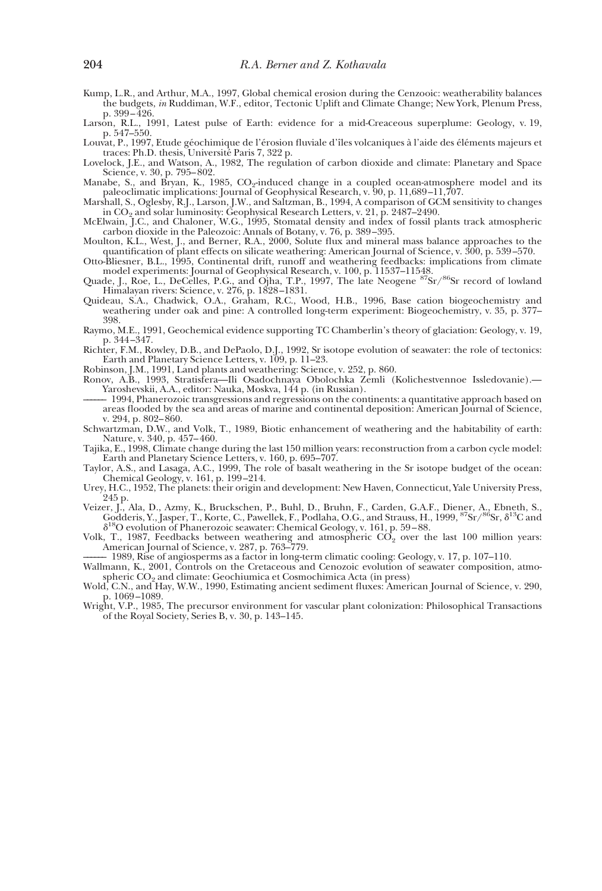Kump, L.R., and Arthur, M.A., 1997, Global chemical erosion during the Cenzooic: weatherability balances the budgets, *in* Ruddiman, W.F., editor, Tectonic Uplift and Climate Change; New York, Plenum Press, p. 399–426.

Larson, R.L., 1991, Latest pulse of Earth: evidence for a mid-Creaceous superplume: Geology, v. 19, p. 547–550.

Louvat, P., 1997, Etude géochimique de l'érosion fluviale d'îles volcaniques à l'aide des éléments majeurs et traces: Ph.D. thesis, Université Paris 7, 322 p.

Lovelock, J.E., and Watson, A., 1982, The regulation of carbon dioxide and climate: Planetary and Space Science, v. 30, p. 795–802.

Manabe, S., and Bryan, K., 1985, $CO_2$-induced change in a coupled ocean-atmosphere model and its paleoclimatic implications: Journal of Geophysical Research, v. 90, p. 11,689–11,707.

Marshall, S., Oglesby, R.J., Larson, J.W., and Saltzman, B., 1994, A comparison of GCM sensitivity to changes in $CO_2$ and solar luminosity: Geophysical Research Letters, v. 21, p. 2487–2490.

McElwain, J.C., and Chaloner, W.G., 1995, Stomatal density and index of fossil plants track atmospheric carbon dioxide in the Paleozoic: Annals of Botany, v. 76, p. 389–395.

Moulton, K.L., West, J., and Berner, R.A., 2000, Solute flux and mineral mass balance approaches to the quantification of plant effects on silicate weathering: American Journal of Science, v. 300, p. 539–570.

Otto-Bliesner, B.L., 1995, Continental drift, runoff and weathering feedbacks: implications from climate model experiments: Journal of Geophysical Research, v. 100, p. 11537–11548.

Quade, J., Roe, L., DeCelles, P.G., and Ojha, T.P., 1997, The late Neogene $^{87}Sr/^{86}Sr$ record of lowland Himalayan rivers: Science, v. 276, p. 1828–1831.

Quideau, S.A., Chadwick, O.A., Graham, R.C., Wood, H.B., 1996, Base cation biogeochemistry and weathering under oak and pine: A controlled long-term experiment: Biogeochemistry, v. 35, p. 377–398.

Raymo, M.E., 1991, Geochemical evidence supporting TC Chamberlin's theory of glaciation: Geology, v. 19, p. 344–347.

Richter, F.M., Rowley, D.B., and DePaolo, D.J., 1992, Sr isotope evolution of seawater: the role of tectonics: Earth and Planetary Science Letters, v. 109, p. 11–23.

Robinson, J.M., 1991, Land plants and weathering: Science, v. 252, p. 860.

Ronov, A.B., 1993, Stratisfera—Ili Osadochnaya Obolochka Zemli (Kolichestvennoe Issledovanie).—Yaroshevskii, A.A., editor: Nauka, Moskva, 144 p. (in Russian).

——— 1994, Phanerozoic transgressions and regressions on the continents: a quantitative approach based on areas flooded by the sea and areas of marine and continental deposition: American Journal of Science, v. 294, p. 802–860.

Schwartzman, D.W., and Volk, T., 1989, Biotic enhancement of weathering and the habitability of earth: Nature, v. 340, p. 457–460.

Tajika, E., 1998, Climate change during the last 150 million years: reconstruction from a carbon cycle model: Earth and Planetary Science Letters, v. 160, p. 695–707.

Taylor, A.S., and Lasaga, A.C., 1999, The role of basalt weathering in the Sr isotope budget of the ocean: Chemical Geology, v. 161, p. 199–214.

Urey, H.C., 1952, The planets: their origin and development: New Haven, Connecticut, Yale University Press, 245 p.

Veizer, J., Ala, D., Azmy, K., Bruckschen, P., Buhl, D., Bruhn, F., Carden, G.A.F., Diener, A., Ebneth, S., Godderis, Y., Jasper, T., Korte, C., Pawellek, F., Podlaha, O.G., and Strauss, H., 1999, $^{87}Sr/^{86}Sr$, $\delta^{13}C$ and $\delta^{18}O$ evolution of Phanerozoic seawater: Chemical Geology, v. 161, p. 59–88.

Volk, T., 1987, Feedbacks between weathering and atmospheric $CO_2$ over the last 100 million years: American Journal of Science, v. 287, p. 763–779.

——— 1989, Rise of angiosperms as a factor in long-term climatic cooling: Geology, v. 17, p. 107–110.

Wallmann, K., 2001, Controls on the Cretaceous and Cenozoic evolution of seawater composition, atmospheric $CO_2$ and climate: Geochiumica et Cosmochimica Acta (in press)

Wold, C.N., and Hay, W.W., 1990, Estimating ancient sediment fluxes: American Journal of Science, v. 290, p. 1069–1089.

Wright, V.P., 1985, The precursor environment for vascular plant colonization: Philosophical Transactions of the Royal Society, Series B, v. 30, p. 143–145.